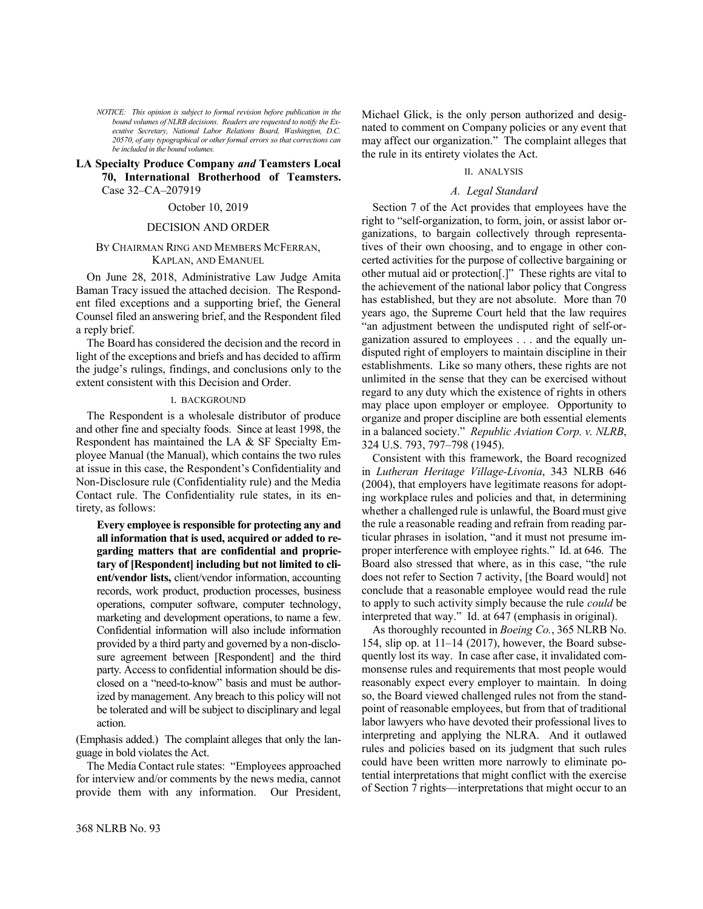*NOTICE: This opinion is subject to formal revision before publication in the bound volumes of NLRB decisions. Readers are requested to notify the Executive Secretary, National Labor Relations Board, Washington, D.C. 20570, of any typographical or other formal errors so that corrections can be included in the bound volumes.*

**LA Specialty Produce Company *and* Teamsters Local 70, International Brotherhood of Teamsters.** Case 32–CA–207919

October 10, 2019

DECISION AND ORDER

BY CHAIRMAN RING AND MEMBERS MCFERRAN, KAPLAN, AND EMANUEL

On June 28, 2018, Administrative Law Judge Amita Baman Tracy issued the attached decision. The Respondent filed exceptions and a supporting brief, the General Counsel filed an answering brief, and the Respondent filed a reply brief.

The Board has considered the decision and the record in light of the exceptions and briefs and has decided to affirm the judge's rulings, findings, and conclusions only to the extent consistent with this Decision and Order.

I. BACKGROUND

The Respondent is a wholesale distributor of produce and other fine and specialty foods. Since at least 1998, the Respondent has maintained the LA & SF Specialty Employee Manual (the Manual), which contains the two rules at issue in this case, the Respondent's Confidentiality and Non-Disclosure rule (Confidentiality rule) and the Media Contact rule. The Confidentiality rule states, in its entirety, as follows:

> **Every employee is responsible for protecting any and all information that is used, acquired or added to regarding matters that are confidential and proprietary of [Respondent] including but not limited to client/vendor lists,** client/vendor information, accounting records, work product, production processes, business operations, computer software, computer technology, marketing and development operations, to name a few. Confidential information will also include information provided by a third party and governed by a non-disclosure agreement between [Respondent] and the third party. Access to confidential information should be disclosed on a "need-to-know" basis and must be authorized by management. Any breach to this policy will not be tolerated and will be subject to disciplinary and legal action.

(Emphasis added.) The complaint alleges that only the language in bold violates the Act.

The Media Contact rule states: "Employees approached for interview and/or comments by the news media, cannot provide them with any information. Our President, Michael Glick, is the only person authorized and designated to comment on Company policies or any event that may affect our organization." The complaint alleges that the rule in its entirety violates the Act.

II. ANALYSIS

*A. Legal Standard*

Section 7 of the Act provides that employees have the right to "self-organization, to form, join, or assist labor organizations, to bargain collectively through representatives of their own choosing, and to engage in other concerted activities for the purpose of collective bargaining or other mutual aid or protection[.]" These rights are vital to the achievement of the national labor policy that Congress has established, but they are not absolute. More than 70 years ago, the Supreme Court held that the law requires "an adjustment between the undisputed right of self-organization assured to employees . . . and the equally undisputed right of employers to maintain discipline in their establishments. Like so many others, these rights are not unlimited in the sense that they can be exercised without regard to any duty which the existence of rights in others may place upon employer or employee. Opportunity to organize and proper discipline are both essential elements in a balanced society." *Republic Aviation Corp. v. NLRB*, 324 U.S. 793, 797–798 (1945).

Consistent with this framework, the Board recognized in *Lutheran Heritage Village-Livonia*, 343 NLRB 646 (2004), that employers have legitimate reasons for adopting workplace rules and policies and that, in determining whether a challenged rule is unlawful, the Board must give the rule a reasonable reading and refrain from reading particular phrases in isolation, "and it must not presume improper interference with employee rights." Id. at 646. The Board also stressed that where, as in this case, "the rule does not refer to Section 7 activity, [the Board would] not conclude that a reasonable employee would read the rule to apply to such activity simply because the rule *could* be interpreted that way." Id. at 647 (emphasis in original).

As thoroughly recounted in *Boeing Co.*, 365 NLRB No. 154, slip op. at 11–14 (2017), however, the Board subsequently lost its way. In case after case, it invalidated commonsense rules and requirements that most people would reasonably expect every employer to maintain. In doing so, the Board viewed challenged rules not from the standpoint of reasonable employees, but from that of traditional labor lawyers who have devoted their professional lives to interpreting and applying the NLRA. And it outlawed rules and policies based on its judgment that such rules could have been written more narrowly to eliminate potential interpretations that might conflict with the exercise of Section 7 rights—interpretations that might occur to an

368 NLRB No. 93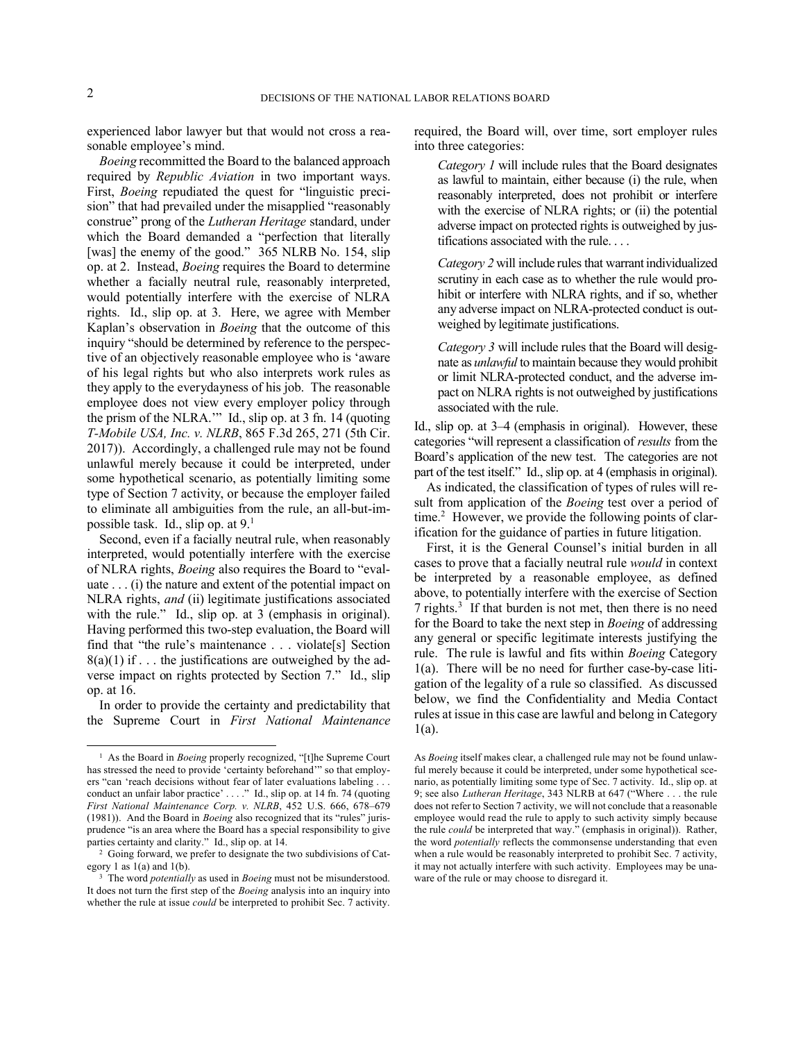experienced labor lawyer but that would not cross a reasonable employee's mind.

*Boeing* recommitted the Board to the balanced approach required by *Republic Aviation* in two important ways. First, *Boeing* repudiated the quest for "linguistic precision" that had prevailed under the misapplied "reasonably construe" prong of the *Lutheran Heritage* standard, under which the Board demanded a "perfection that literally [was] the enemy of the good." 365 NLRB No. 154, slip op. at 2. Instead, *Boeing* requires the Board to determine whether a facially neutral rule, reasonably interpreted, would potentially interfere with the exercise of NLRA rights. Id., slip op. at 3. Here, we agree with Member Kaplan's observation in *Boeing* that the outcome of this inquiry "should be determined by reference to the perspective of an objectively reasonable employee who is 'aware of his legal rights but who also interprets work rules as they apply to the everydayness of his job. The reasonable employee does not view every employer policy through the prism of the NLRA.'" Id., slip op. at 3 fn. 14 (quoting *T-Mobile USA, Inc. v. NLRB*, 865 F.3d 265, 271 (5th Cir. 2017)). Accordingly, a challenged rule may not be found unlawful merely because it could be interpreted, under some hypothetical scenario, as potentially limiting some type of Section 7 activity, or because the employer failed to eliminate all ambiguities from the rule, an all-but-impossible task. Id., slip op. at 9.[1]

Second, even if a facially neutral rule, when reasonably interpreted, would potentially interfere with the exercise of NLRA rights, *Boeing* also requires the Board to "evaluate . . . (i) the nature and extent of the potential impact on NLRA rights, *and* (ii) legitimate justifications associated with the rule." Id., slip op. at 3 (emphasis in original). Having performed this two-step evaluation, the Board will find that "the rule's maintenance . . . violate[s] Section 8(a)(1) if . . . the justifications are outweighed by the adverse impact on rights protected by Section 7." Id., slip op. at 16.

In order to provide the certainty and predictability that the Supreme Court in *First National Maintenance* required, the Board will, over time, sort employer rules into three categories:

> *Category 1* will include rules that the Board designates as lawful to maintain, either because (i) the rule, when reasonably interpreted, does not prohibit or interfere with the exercise of NLRA rights; or (ii) the potential adverse impact on protected rights is outweighed by justifications associated with the rule. . . .
>
> *Category 2* will include rules that warrant individualized scrutiny in each case as to whether the rule would prohibit or interfere with NLRA rights, and if so, whether any adverse impact on NLRA-protected conduct is outweighed by legitimate justifications.
>
> *Category 3* will include rules that the Board will designate as *unlawful* to maintain because they would prohibit or limit NLRA-protected conduct, and the adverse impact on NLRA rights is not outweighed by justifications associated with the rule.

Id., slip op. at 3–4 (emphasis in original). However, these categories "will represent a classification of *results* from the Board's application of the new test. The categories are not part of the test itself." Id., slip op. at 4 (emphasis in original).

As indicated, the classification of types of rules will result from application of the *Boeing* test over a period of time.[2] However, we provide the following points of clarification for the guidance of parties in future litigation.

First, it is the General Counsel's initial burden in all cases to prove that a facially neutral rule *would* in context be interpreted by a reasonable employee, as defined above, to potentially interfere with the exercise of Section 7 rights.[3] If that burden is not met, then there is no need for the Board to take the next step in *Boeing* of addressing any general or specific legitimate interests justifying the rule. The rule is lawful and fits within *Boeing* Category 1(a). There will be no need for further case-by-case litigation of the legality of a rule so classified. As discussed below, we find the Confidentiality and Media Contact rules at issue in this case are lawful and belong in Category 1(a).

---

[1] As the Board in *Boeing* properly recognized, "[t]he Supreme Court has stressed the need to provide 'certainty beforehand'" so that employers "can 'reach decisions without fear of later evaluations labeling . . . conduct an unfair labor practice' . . . ." Id., slip op. at 14 fn. 74 (quoting *First National Maintenance Corp. v. NLRB*, 452 U.S. 666, 678–679 (1981)). And the Board in *Boeing* also recognized that its "rules" jurisprudence "is an area where the Board has a special responsibility to give parties certainty and clarity." Id., slip op. at 14.

[2] Going forward, we prefer to designate the two subdivisions of Category 1 as 1(a) and 1(b).

[3] The word *potentially* as used in *Boeing* must not be misunderstood. It does not turn the first step of the *Boeing* analysis into an inquiry into whether the rule at issue *could* be interpreted to prohibit Sec. 7 activity. As *Boeing* itself makes clear, a challenged rule may not be found unlawful merely because it could be interpreted, under some hypothetical scenario, as potentially limiting some type of Sec. 7 activity. Id., slip op. at 9; see also *Lutheran Heritage*, 343 NLRB at 647 ("Where . . . the rule does not refer to Section 7 activity, we will not conclude that a reasonable employee would read the rule to apply to such activity simply because the rule *could* be interpreted that way." (emphasis in original)). Rather, the word *potentially* reflects the commonsense understanding that even when a rule would be reasonably interpreted to prohibit Sec. 7 activity, it may not actually interfere with such activity. Employees may be unaware of the rule or may choose to disregard it.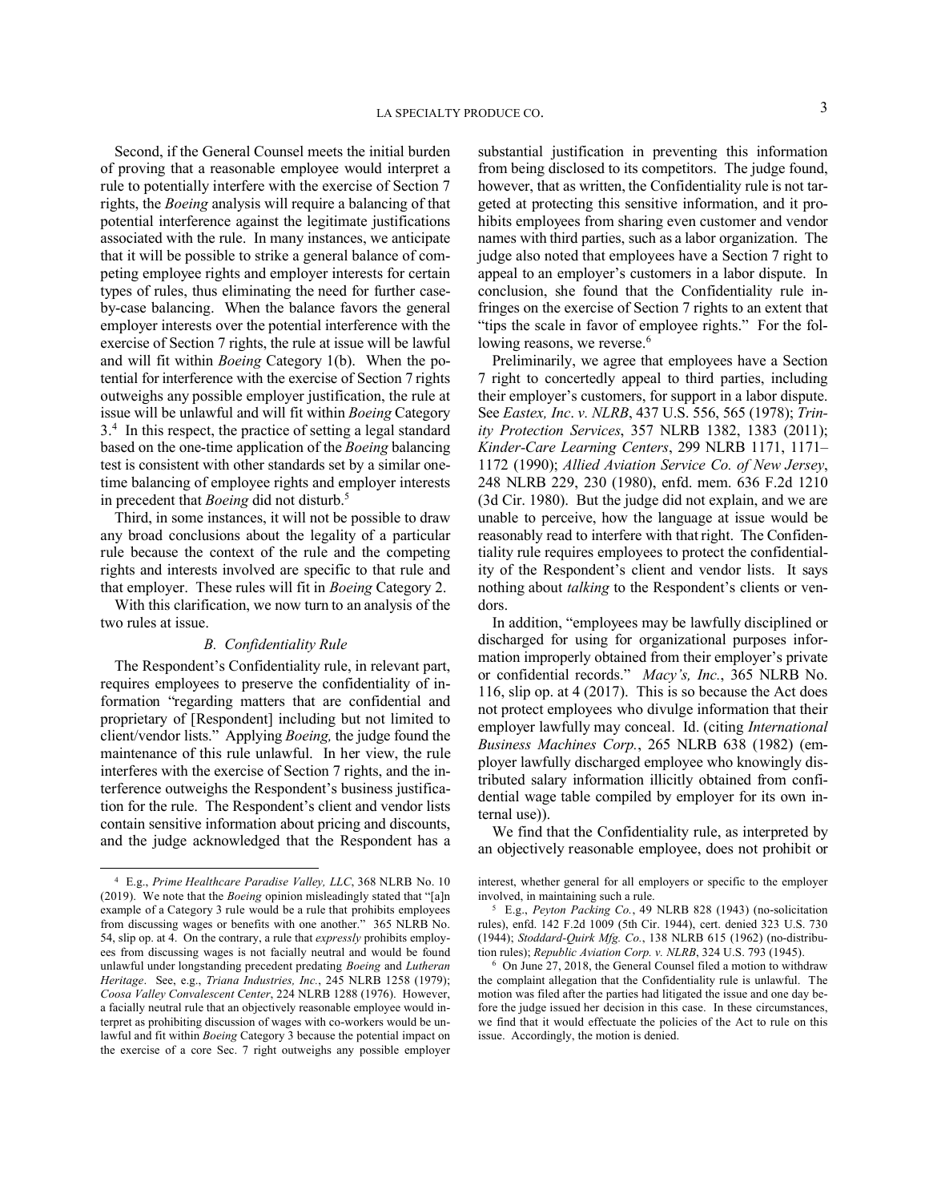Second, if the General Counsel meets the initial burden of proving that a reasonable employee would interpret a rule to potentially interfere with the exercise of Section 7 rights, the *Boeing* analysis will require a balancing of that potential interference against the legitimate justifications associated with the rule. In many instances, we anticipate that it will be possible to strike a general balance of competing employee rights and employer interests for certain types of rules, thus eliminating the need for further case-by-case balancing. When the balance favors the general employer interests over the potential interference with the exercise of Section 7 rights, the rule at issue will be lawful and will fit within *Boeing* Category 1(b). When the potential for interference with the exercise of Section 7 rights outweighs any possible employer justification, the rule at issue will be unlawful and will fit within *Boeing* Category 3.[4] In this respect, the practice of setting a legal standard based on the one-time application of the *Boeing* balancing test is consistent with other standards set by a similar one-time balancing of employee rights and employer interests in precedent that *Boeing* did not disturb.[5]

Third, in some instances, it will not be possible to draw any broad conclusions about the legality of a particular rule because the context of the rule and the competing rights and interests involved are specific to that rule and that employer. These rules will fit in *Boeing* Category 2.

With this clarification, we now turn to an analysis of the two rules at issue.

### *B. Confidentiality Rule*

The Respondent's Confidentiality rule, in relevant part, requires employees to preserve the confidentiality of information "regarding matters that are confidential and proprietary of [Respondent] including but not limited to client/vendor lists." Applying *Boeing,* the judge found the maintenance of this rule unlawful. In her view, the rule interferes with the exercise of Section 7 rights, and the interference outweighs the Respondent's business justification for the rule. The Respondent's client and vendor lists contain sensitive information about pricing and discounts, and the judge acknowledged that the Respondent has a substantial justification in preventing this information from being disclosed to its competitors. The judge found, however, that as written, the Confidentiality rule is not targeted at protecting this sensitive information, and it prohibits employees from sharing even customer and vendor names with third parties, such as a labor organization. The judge also noted that employees have a Section 7 right to appeal to an employer's customers in a labor dispute. In conclusion, she found that the Confidentiality rule infringes on the exercise of Section 7 rights to an extent that "tips the scale in favor of employee rights." For the following reasons, we reverse.[6]

Preliminarily, we agree that employees have a Section 7 right to concertedly appeal to third parties, including their employer's customers, for support in a labor dispute. See *Eastex, Inc*. *v*. *NLRB*, 437 U.S. 556, 565 (1978); *Trinity Protection Services*, 357 NLRB 1382, 1383 (2011); *Kinder-Care Learning Centers*, 299 NLRB 1171, 1171–1172 (1990); *Allied Aviation Service Co. of New Jersey*, 248 NLRB 229, 230 (1980), enfd. mem. 636 F.2d 1210 (3d Cir. 1980). But the judge did not explain, and we are unable to perceive, how the language at issue would be reasonably read to interfere with that right. The Confidentiality rule requires employees to protect the confidentiality of the Respondent's client and vendor lists. It says nothing about *talking* to the Respondent's clients or vendors.

In addition, "employees may be lawfully disciplined or discharged for using for organizational purposes information improperly obtained from their employer's private or confidential records." *Macy's, Inc.*, 365 NLRB No. 116, slip op. at 4 (2017). This is so because the Act does not protect employees who divulge information that their employer lawfully may conceal. Id. (citing *International Business Machines Corp.*, 265 NLRB 638 (1982) (employer lawfully discharged employee who knowingly distributed salary information illicitly obtained from confidential wage table compiled by employer for its own internal use)).

We find that the Confidentiality rule, as interpreted by an objectively reasonable employee, does not prohibit or

---

[4] E.g., *Prime Healthcare Paradise Valley, LLC*, 368 NLRB No. 10 (2019). We note that the *Boeing* opinion misleadingly stated that "[a]n example of a Category 3 rule would be a rule that prohibits employees from discussing wages or benefits with one another." 365 NLRB No. 54, slip op. at 4. On the contrary, a rule that *expressly* prohibits employees from discussing wages is not facially neutral and would be found unlawful under longstanding precedent predating *Boeing* and *Lutheran Heritage*. See, e.g., *Triana Industries, Inc.*, 245 NLRB 1258 (1979); *Coosa Valley Convalescent Center*, 224 NLRB 1288 (1976). However, a facially neutral rule that an objectively reasonable employee would interpret as prohibiting discussion of wages with co-workers would be unlawful and fit within *Boeing* Category 3 because the potential impact on the exercise of a core Sec. 7 right outweighs any possible employer interest, whether general for all employers or specific to the employer involved, in maintaining such a rule.

[5] E.g., *Peyton Packing Co.*, 49 NLRB 828 (1943) (no-solicitation rules), enfd. 142 F.2d 1009 (5th Cir. 1944), cert. denied 323 U.S. 730 (1944); *Stoddard-Quirk Mfg. Co.*, 138 NLRB 615 (1962) (no-distribution rules); *Republic Aviation Corp. v. NLRB*, 324 U.S. 793 (1945).

[6] On June 27, 2018, the General Counsel filed a motion to withdraw the complaint allegation that the Confidentiality rule is unlawful. The motion was filed after the parties had litigated the issue and one day before the judge issued her decision in this case. In these circumstances, we find that it would effectuate the policies of the Act to rule on this issue. Accordingly, the motion is denied.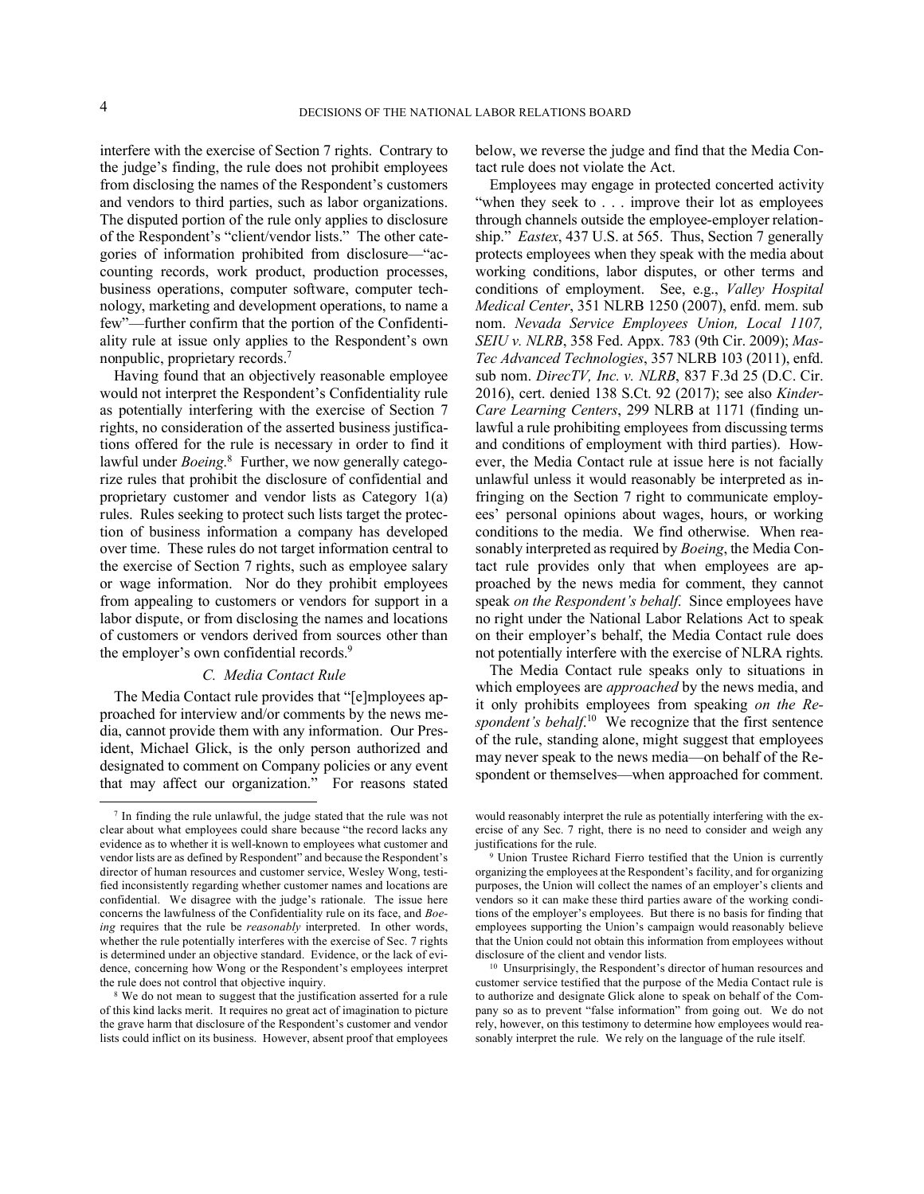interfere with the exercise of Section 7 rights. Contrary to the judge's finding, the rule does not prohibit employees from disclosing the names of the Respondent's customers and vendors to third parties, such as labor organizations. The disputed portion of the rule only applies to disclosure of the Respondent's "client/vendor lists." The other categories of information prohibited from disclosure—"accounting records, work product, production processes, business operations, computer software, computer technology, marketing and development operations, to name a few"—further confirm that the portion of the Confidentiality rule at issue only applies to the Respondent's own nonpublic, proprietary records.[7]

Having found that an objectively reasonable employee would not interpret the Respondent's Confidentiality rule as potentially interfering with the exercise of Section 7 rights, no consideration of the asserted business justifications offered for the rule is necessary in order to find it lawful under *Boeing*.[8] Further, we now generally categorize rules that prohibit the disclosure of confidential and proprietary customer and vendor lists as Category 1(a) rules. Rules seeking to protect such lists target the protection of business information a company has developed over time. These rules do not target information central to the exercise of Section 7 rights, such as employee salary or wage information. Nor do they prohibit employees from appealing to customers or vendors for support in a labor dispute, or from disclosing the names and locations of customers or vendors derived from sources other than the employer's own confidential records.[9]

### *C. Media Contact Rule*

The Media Contact rule provides that "[e]mployees approached for interview and/or comments by the news media, cannot provide them with any information. Our President, Michael Glick, is the only person authorized and designated to comment on Company policies or any event that may affect our organization." For reasons stated below, we reverse the judge and find that the Media Contact rule does not violate the Act.

Employees may engage in protected concerted activity "when they seek to . . . improve their lot as employees through channels outside the employee-employer relationship." *Eastex*, 437 U.S. at 565. Thus, Section 7 generally protects employees when they speak with the media about working conditions, labor disputes, or other terms and conditions of employment. See, e.g., *Valley Hospital Medical Center*, 351 NLRB 1250 (2007), enfd. mem. sub nom. *Nevada Service Employees Union, Local 1107, SEIU v. NLRB*, 358 Fed. Appx. 783 (9th Cir. 2009); *MasTec Advanced Technologies*, 357 NLRB 103 (2011), enfd. sub nom. *DirecTV, Inc. v. NLRB*, 837 F.3d 25 (D.C. Cir. 2016), cert. denied 138 S.Ct. 92 (2017); see also *KinderCare Learning Centers*, 299 NLRB at 1171 (finding unlawful a rule prohibiting employees from discussing terms and conditions of employment with third parties). However, the Media Contact rule at issue here is not facially unlawful unless it would reasonably be interpreted as infringing on the Section 7 right to communicate employees' personal opinions about wages, hours, or working conditions to the media. We find otherwise. When reasonably interpreted as required by *Boeing*, the Media Contact rule provides only that when employees are approached by the news media for comment, they cannot speak *on the Respondent's behalf*. Since employees have no right under the National Labor Relations Act to speak on their employer's behalf, the Media Contact rule does not potentially interfere with the exercise of NLRA rights.

The Media Contact rule speaks only to situations in which employees are *approached* by the news media, and it only prohibits employees from speaking *on the Respondent's behalf*.[10] We recognize that the first sentence of the rule, standing alone, might suggest that employees may never speak to the news media—on behalf of the Respondent or themselves—when approached for comment.

---

[7] In finding the rule unlawful, the judge stated that the rule was not clear about what employees could share because "the record lacks any evidence as to whether it is well-known to employees what customer and vendor lists are as defined by Respondent" and because the Respondent's director of human resources and customer service, Wesley Wong, testified inconsistently regarding whether customer names and locations are confidential. We disagree with the judge's rationale. The issue here concerns the lawfulness of the Confidentiality rule on its face, and *Boeing* requires that the rule be *reasonably* interpreted. In other words, whether the rule potentially interferes with the exercise of Sec. 7 rights is determined under an objective standard. Evidence, or the lack of evidence, concerning how Wong or the Respondent's employees interpret the rule does not control that objective inquiry.

[8] We do not mean to suggest that the justification asserted for a rule of this kind lacks merit. It requires no great act of imagination to picture the grave harm that disclosure of the Respondent's customer and vendor lists could inflict on its business. However, absent proof that employees would reasonably interpret the rule as potentially interfering with the exercise of any Sec. 7 right, there is no need to consider and weigh any justifications for the rule.

[9] Union Trustee Richard Fierro testified that the Union is currently organizing the employees at the Respondent's facility, and for organizing purposes, the Union will collect the names of an employer's clients and vendors so it can make these third parties aware of the working conditions of the employer's employees. But there is no basis for finding that employees supporting the Union's campaign would reasonably believe that the Union could not obtain this information from employees without disclosure of the client and vendor lists.

[10] Unsurprisingly, the Respondent's director of human resources and customer service testified that the purpose of the Media Contact rule is to authorize and designate Glick alone to speak on behalf of the Company so as to prevent "false information" from going out. We do not rely, however, on this testimony to determine how employees would reasonably interpret the rule. We rely on the language of the rule itself.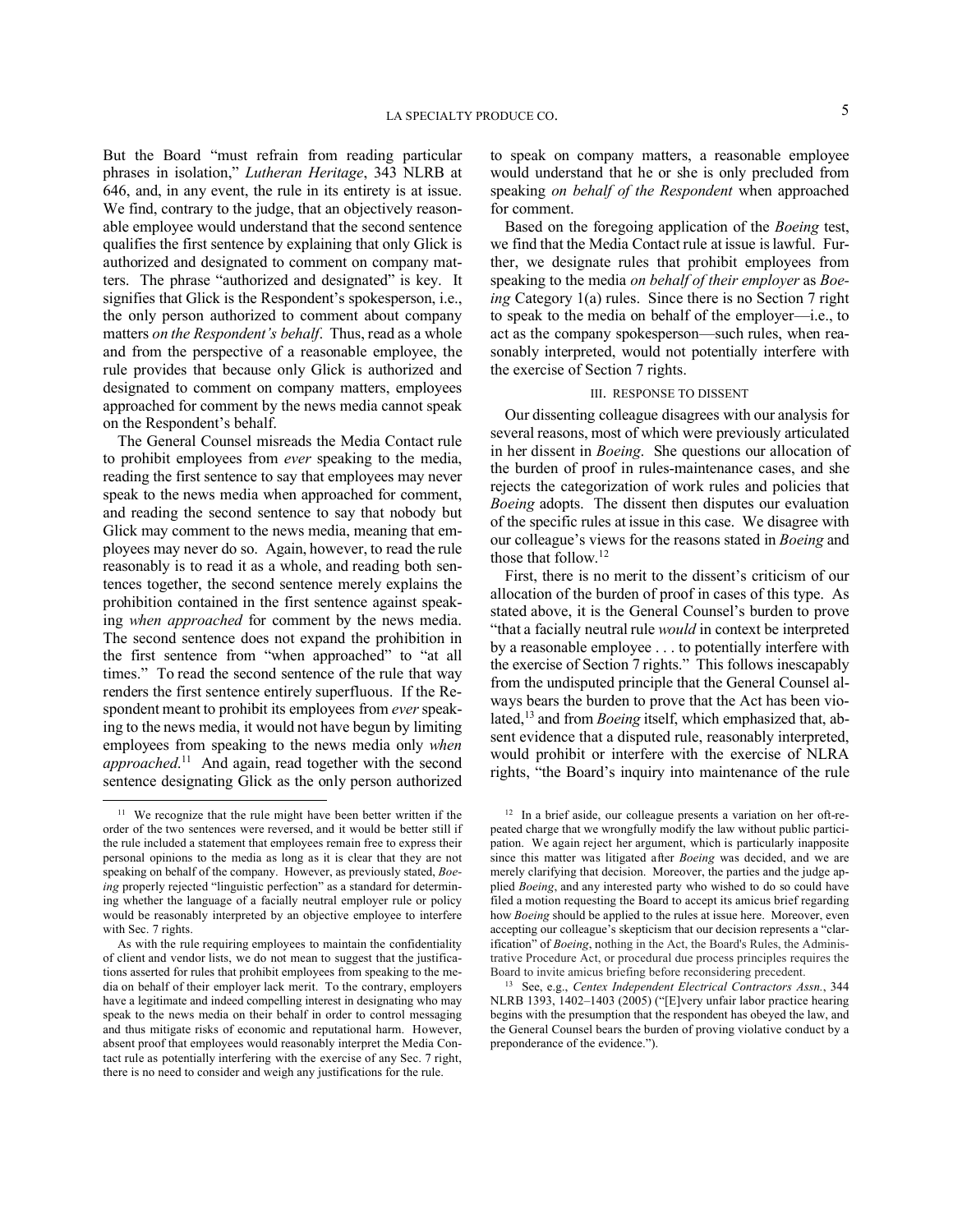But the Board "must refrain from reading particular phrases in isolation," *Lutheran Heritage*, 343 NLRB at 646, and, in any event, the rule in its entirety is at issue. We find, contrary to the judge, that an objectively reasonable employee would understand that the second sentence qualifies the first sentence by explaining that only Glick is authorized and designated to comment on company matters. The phrase "authorized and designated" is key. It signifies that Glick is the Respondent's spokesperson, i.e., the only person authorized to comment about company matters *on the Respondent's behalf*. Thus, read as a whole and from the perspective of a reasonable employee, the rule provides that because only Glick is authorized and designated to comment on company matters, employees approached for comment by the news media cannot speak on the Respondent's behalf.

The General Counsel misreads the Media Contact rule to prohibit employees from *ever* speaking to the media, reading the first sentence to say that employees may never speak to the news media when approached for comment, and reading the second sentence to say that nobody but Glick may comment to the news media, meaning that employees may never do so. Again, however, to read the rule reasonably is to read it as a whole, and reading both sentences together, the second sentence merely explains the prohibition contained in the first sentence against speaking *when approached* for comment by the news media. The second sentence does not expand the prohibition in the first sentence from "when approached" to "at all times." To read the second sentence of the rule that way renders the first sentence entirely superfluous. If the Respondent meant to prohibit its employees from *ever* speaking to the news media, it would not have begun by limiting employees from speaking to the news media only *when approached*.[11] And again, read together with the second sentence designating Glick as the only person authorized to speak on company matters, a reasonable employee would understand that he or she is only precluded from speaking *on behalf of the Respondent* when approached for comment.

Based on the foregoing application of the *Boeing* test, we find that the Media Contact rule at issue is lawful. Further, we designate rules that prohibit employees from speaking to the media *on behalf of their employer* as *Boeing* Category 1(a) rules. Since there is no Section 7 right to speak to the media on behalf of the employer—i.e., to act as the company spokesperson—such rules, when reasonably interpreted, would not potentially interfere with the exercise of Section 7 rights.

### III. RESPONSE TO DISSENT

Our dissenting colleague disagrees with our analysis for several reasons, most of which were previously articulated in her dissent in *Boeing*. She questions our allocation of the burden of proof in rules-maintenance cases, and she rejects the categorization of work rules and policies that *Boeing* adopts. The dissent then disputes our evaluation of the specific rules at issue in this case. We disagree with our colleague's views for the reasons stated in *Boeing* and those that follow.[12]

First, there is no merit to the dissent's criticism of our allocation of the burden of proof in cases of this type. As stated above, it is the General Counsel's burden to prove "that a facially neutral rule *would* in context be interpreted by a reasonable employee . . . to potentially interfere with the exercise of Section 7 rights." This follows inescapably from the undisputed principle that the General Counsel always bears the burden to prove that the Act has been violated,[13] and from *Boeing* itself, which emphasized that, absent evidence that a disputed rule, reasonably interpreted, would prohibit or interfere with the exercise of NLRA rights, "the Board's inquiry into maintenance of the rule

---

[11] We recognize that the rule might have been better written if the order of the two sentences were reversed, and it would be better still if the rule included a statement that employees remain free to express their personal opinions to the media as long as it is clear that they are not speaking on behalf of the company. However, as previously stated, *Boeing* properly rejected "linguistic perfection" as a standard for determining whether the language of a facially neutral employer rule or policy would be reasonably interpreted by an objective employee to interfere with Sec. 7 rights.

As with the rule requiring employees to maintain the confidentiality of client and vendor lists, we do not mean to suggest that the justifications asserted for rules that prohibit employees from speaking to the media on behalf of their employer lack merit. To the contrary, employers have a legitimate and indeed compelling interest in designating who may speak to the news media on their behalf in order to control messaging and thus mitigate risks of economic and reputational harm. However, absent proof that employees would reasonably interpret the Media Contact rule as potentially interfering with the exercise of any Sec. 7 right, there is no need to consider and weigh any justifications for the rule.

[12] In a brief aside, our colleague presents a variation on her oft-repeated charge that we wrongfully modify the law without public participation. We again reject her argument, which is particularly inapposite since this matter was litigated after *Boeing* was decided, and we are merely clarifying that decision. Moreover, the parties and the judge applied *Boeing*, and any interested party who wished to do so could have filed a motion requesting the Board to accept its amicus brief regarding how *Boeing* should be applied to the rules at issue here. Moreover, even accepting our colleague's skepticism that our decision represents a "clarification" of *Boeing*, nothing in the Act, the Board's Rules, the Administrative Procedure Act, or procedural due process principles requires the Board to invite amicus briefing before reconsidering precedent.

[13] See, e.g., *Centex Independent Electrical Contractors Assn.*, 344 NLRB 1393, 1402–1403 (2005) ("[E]very unfair labor practice hearing begins with the presumption that the respondent has obeyed the law, and the General Counsel bears the burden of proving violative conduct by a preponderance of the evidence.").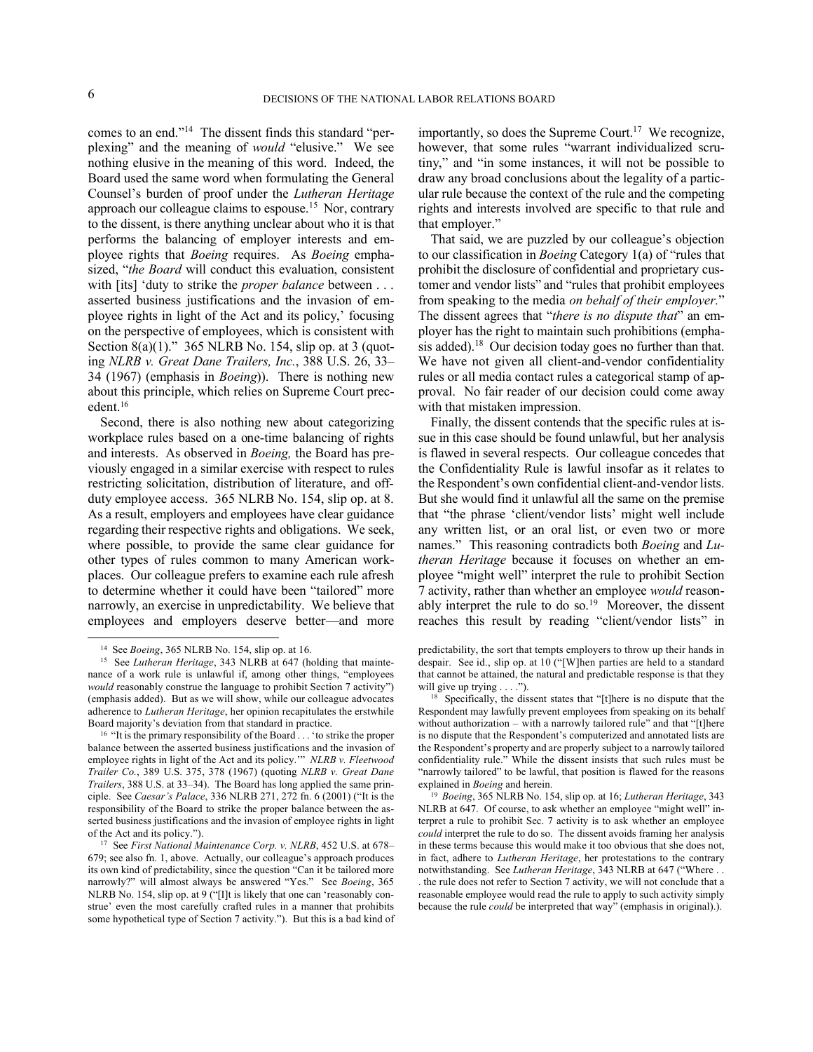comes to an end."[14] The dissent finds this standard "perplexing" and the meaning of *would* "elusive." We see nothing elusive in the meaning of this word. Indeed, the Board used the same word when formulating the General Counsel's burden of proof under the *Lutheran Heritage* approach our colleague claims to espouse.[15] Nor, contrary to the dissent, is there anything unclear about who it is that performs the balancing of employer interests and employee rights that *Boeing* requires. As *Boeing* emphasized, "*the Board* will conduct this evaluation, consistent with [its] 'duty to strike the *proper balance* between . . . asserted business justifications and the invasion of employee rights in light of the Act and its policy,' focusing on the perspective of employees, which is consistent with Section 8(a)(1)." 365 NLRB No. 154, slip op. at 3 (quoting *NLRB v. Great Dane Trailers, Inc.*, 388 U.S. 26, 33–34 (1967) (emphasis in *Boeing*)). There is nothing new about this principle, which relies on Supreme Court precedent.[16]

Second, there is also nothing new about categorizing workplace rules based on a one-time balancing of rights and interests. As observed in *Boeing,* the Board has previously engaged in a similar exercise with respect to rules restricting solicitation, distribution of literature, and off-duty employee access. 365 NLRB No. 154, slip op. at 8. As a result, employers and employees have clear guidance regarding their respective rights and obligations. We seek, where possible, to provide the same clear guidance for other types of rules common to many American workplaces. Our colleague prefers to examine each rule afresh to determine whether it could have been "tailored" more narrowly, an exercise in unpredictability. We believe that employees and employers deserve better—and more importantly, so does the Supreme Court.[17] We recognize, however, that some rules "warrant individualized scrutiny," and "in some instances, it will not be possible to draw any broad conclusions about the legality of a particular rule because the context of the rule and the competing rights and interests involved are specific to that rule and that employer."

That said, we are puzzled by our colleague's objection to our classification in *Boeing* Category 1(a) of "rules that prohibit the disclosure of confidential and proprietary customer and vendor lists" and "rules that prohibit employees from speaking to the media *on behalf of their employer*." The dissent agrees that "*there is no dispute that*" an employer has the right to maintain such prohibitions (emphasis added).[18] Our decision today goes no further than that. We have not given all client-and-vendor confidentiality rules or all media contact rules a categorical stamp of approval. No fair reader of our decision could come away with that mistaken impression.

Finally, the dissent contends that the specific rules at issue in this case should be found unlawful, but her analysis is flawed in several respects. Our colleague concedes that the Confidentiality Rule is lawful insofar as it relates to the Respondent's own confidential client-and-vendor lists. But she would find it unlawful all the same on the premise that "the phrase 'client/vendor lists' might well include any written list, or an oral list, or even two or more names." This reasoning contradicts both *Boeing* and *Lutheran Heritage* because it focuses on whether an employee "might well" interpret the rule to prohibit Section 7 activity, rather than whether an employee *would* reasonably interpret the rule to do so.[19] Moreover, the dissent reaches this result by reading "client/vendor lists" in

---

[14] See *Boeing*, 365 NLRB No. 154, slip op. at 16.

[15] See *Lutheran Heritage*, 343 NLRB at 647 (holding that maintenance of a work rule is unlawful if, among other things, "employees *would* reasonably construe the language to prohibit Section 7 activity") (emphasis added). But as we will show, while our colleague advocates adherence to *Lutheran Heritage*, her opinion recapitulates the erstwhile Board majority's deviation from that standard in practice.

[16] "It is the primary responsibility of the Board . . . 'to strike the proper balance between the asserted business justifications and the invasion of employee rights in light of the Act and its policy.'" *NLRB v. Fleetwood Trailer Co.*, 389 U.S. 375, 378 (1967) (quoting *NLRB v. Great Dane Trailers*, 388 U.S. at 33–34). The Board has long applied the same principle. See *Caesar's Palace*, 336 NLRB 271, 272 fn. 6 (2001) ("It is the responsibility of the Board to strike the proper balance between the asserted business justifications and the invasion of employee rights in light of the Act and its policy.").

[17] See *First National Maintenance Corp. v. NLRB*, 452 U.S. at 678–679; see also fn. 1, above. Actually, our colleague's approach produces its own kind of predictability, since the question "Can it be tailored more narrowly?" will almost always be answered "Yes." See *Boeing*, 365 NLRB No. 154, slip op. at 9 ("[I]t is likely that one can 'reasonably construe' even the most carefully crafted rules in a manner that prohibits some hypothetical type of Section 7 activity."). But this is a bad kind of predictability, the sort that tempts employers to throw up their hands in despair. See id., slip op. at 10 ("[W]hen parties are held to a standard that cannot be attained, the natural and predictable response is that they will give up trying . . . .").

[18] Specifically, the dissent states that "[t]here is no dispute that the Respondent may lawfully prevent employees from speaking on its behalf without authorization – with a narrowly tailored rule" and that "[t]here is no dispute that the Respondent's computerized and annotated lists are the Respondent's property and are properly subject to a narrowly tailored confidentiality rule." While the dissent insists that such rules must be "narrowly tailored" to be lawful, that position is flawed for the reasons explained in *Boeing* and herein.

[19] *Boeing*, 365 NLRB No. 154, slip op. at 16; *Lutheran Heritage*, 343 NLRB at 647. Of course, to ask whether an employee "might well" interpret a rule to prohibit Sec. 7 activity is to ask whether an employee *could* interpret the rule to do so. The dissent avoids framing her analysis in these terms because this would make it too obvious that she does not, in fact, adhere to *Lutheran Heritage*, her protestations to the contrary notwithstanding. See *Lutheran Heritage*, 343 NLRB at 647 ("Where . . . the rule does not refer to Section 7 activity, we will not conclude that a reasonable employee would read the rule to apply to such activity simply because the rule *could* be interpreted that way" (emphasis in original).).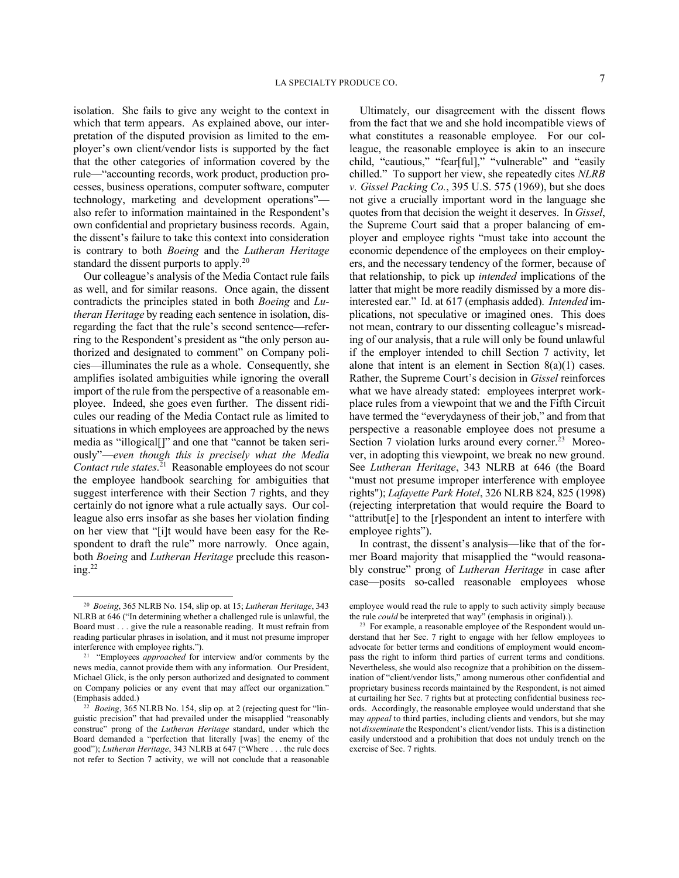isolation. She fails to give any weight to the context in which that term appears. As explained above, our interpretation of the disputed provision as limited to the employer's own client/vendor lists is supported by the fact that the other categories of information covered by the rule—"accounting records, work product, production processes, business operations, computer software, computer technology, marketing and development operations"—also refer to information maintained in the Respondent's own confidential and proprietary business records. Again, the dissent's failure to take this context into consideration is contrary to both *Boeing* and the *Lutheran Heritage* standard the dissent purports to apply.[20]

Our colleague's analysis of the Media Contact rule fails as well, and for similar reasons. Once again, the dissent contradicts the principles stated in both *Boeing* and *Lutheran Heritage* by reading each sentence in isolation, disregarding the fact that the rule's second sentence—referring to the Respondent's president as "the only person authorized and designated to comment" on Company policies—illuminates the rule as a whole. Consequently, she amplifies isolated ambiguities while ignoring the overall import of the rule from the perspective of a reasonable employee. Indeed, she goes even further. The dissent ridicules our reading of the Media Contact rule as limited to situations in which employees are approached by the news media as "illogical[]" and one that "cannot be taken seriously"—*even though this is precisely what the Media Contact rule states*.[21] Reasonable employees do not scour the employee handbook searching for ambiguities that suggest interference with their Section 7 rights, and they certainly do not ignore what a rule actually says. Our colleague also errs insofar as she bases her violation finding on her view that "[i]t would have been easy for the Respondent to draft the rule" more narrowly. Once again, both *Boeing* and *Lutheran Heritage* preclude this reasoning.[22]

Ultimately, our disagreement with the dissent flows from the fact that we and she hold incompatible views of what constitutes a reasonable employee. For our colleague, the reasonable employee is akin to an insecure child, "cautious," "fear[ful]," "vulnerable" and "easily chilled." To support her view, she repeatedly cites *NLRB v. Gissel Packing Co.*, 395 U.S. 575 (1969), but she does not give a crucially important word in the language she quotes from that decision the weight it deserves. In *Gissel*, the Supreme Court said that a proper balancing of employer and employee rights "must take into account the economic dependence of the employees on their employers, and the necessary tendency of the former, because of that relationship, to pick up *intended* implications of the latter that might be more readily dismissed by a more disinterested ear." Id. at 617 (emphasis added). *Intended* implications, not speculative or imagined ones. This does not mean, contrary to our dissenting colleague's misreading of our analysis, that a rule will only be found unlawful if the employer intended to chill Section 7 activity, let alone that intent is an element in Section 8(a)(1) cases. Rather, the Supreme Court's decision in *Gissel* reinforces what we have already stated: employees interpret workplace rules from a viewpoint that we and the Fifth Circuit have termed the "everydayness of their job," and from that perspective a reasonable employee does not presume a Section 7 violation lurks around every corner.[23] Moreover, in adopting this viewpoint, we break no new ground. See *Lutheran Heritage*, 343 NLRB at 646 (the Board "must not presume improper interference with employee rights"); *Lafayette Park Hotel*, 326 NLRB 824, 825 (1998) (rejecting interpretation that would require the Board to "attribut[e] to the [r]espondent an intent to interfere with employee rights").

In contrast, the dissent's analysis—like that of the former Board majority that misapplied the "would reasonably construe" prong of *Lutheran Heritage* in case after case—posits so-called reasonable employees whose

---

[20] *Boeing*, 365 NLRB No. 154, slip op. at 15; *Lutheran Heritage*, 343 NLRB at 646 ("In determining whether a challenged rule is unlawful, the Board must . . . give the rule a reasonable reading. It must refrain from reading particular phrases in isolation, and it must not presume improper interference with employee rights.").

[21] "Employees *approached* for interview and/or comments by the news media, cannot provide them with any information. Our President, Michael Glick, is the only person authorized and designated to comment on Company policies or any event that may affect our organization." (Emphasis added.)

[22] *Boeing*, 365 NLRB No. 154, slip op. at 2 (rejecting quest for "linguistic precision" that had prevailed under the misapplied "reasonably construe" prong of the *Lutheran Heritage* standard, under which the Board demanded a "perfection that literally [was] the enemy of the good"); *Lutheran Heritage*, 343 NLRB at 647 ("Where . . . the rule does not refer to Section 7 activity, we will not conclude that a reasonable employee would read the rule to apply to such activity simply because the rule *could* be interpreted that way" (emphasis in original).).

[23] For example, a reasonable employee of the Respondent would understand that her Sec. 7 right to engage with her fellow employees to advocate for better terms and conditions of employment would encompass the right to inform third parties of current terms and conditions. Nevertheless, she would also recognize that a prohibition on the dissemination of "client/vendor lists," among numerous other confidential and proprietary business records maintained by the Respondent, is not aimed at curtailing her Sec. 7 rights but at protecting confidential business records. Accordingly, the reasonable employee would understand that she may *appeal* to third parties, including clients and vendors, but she may not *disseminate* the Respondent's client/vendor lists. This is a distinction easily understood and a prohibition that does not unduly trench on the exercise of Sec. 7 rights.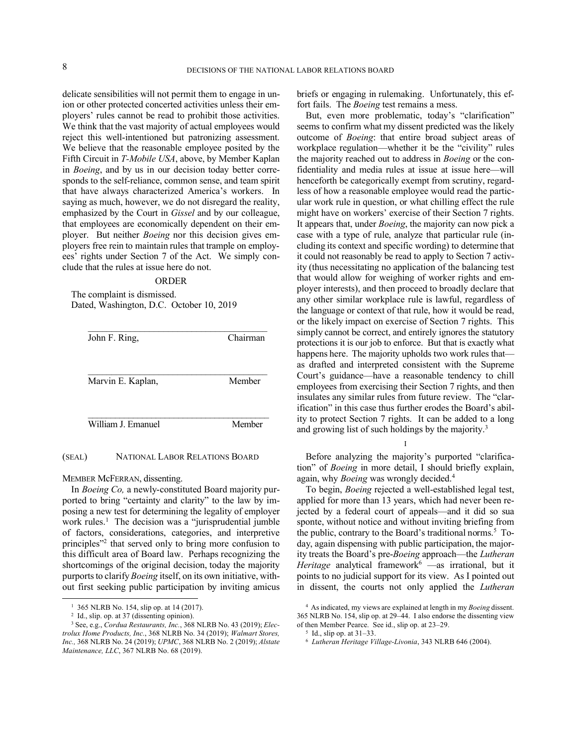delicate sensibilities will not permit them to engage in union or other protected concerted activities unless their employers' rules cannot be read to prohibit those activities. We think that the vast majority of actual employees would reject this well-intentioned but patronizing assessment. We believe that the reasonable employee posited by the Fifth Circuit in *T-Mobile USA*, above, by Member Kaplan in *Boeing*, and by us in our decision today better corresponds to the self-reliance, common sense, and team spirit that have always characterized America's workers. In saying as much, however, we do not disregard the reality, emphasized by the Court in *Gissel* and by our colleague, that employees are economically dependent on their employer. But neither *Boeing* nor this decision gives employers free rein to maintain rules that trample on employees' rights under Section 7 of the Act. We simply conclude that the rules at issue here do not.

ORDER

The complaint is dismissed.
Dated, Washington, D.C. October 10, 2019

______________________________________
John F. Ring, Chairman

______________________________________
Marvin E. Kaplan, Member

______________________________________
William J. Emanuel Member

(SEAL) NATIONAL LABOR RELATIONS BOARD

MEMBER MCFERRAN, dissenting.

In *Boeing Co,* a newly-constituted Board majority purported to bring "certainty and clarity" to the law by imposing a new test for determining the legality of employer work rules.[1] The decision was a "jurisprudential jumble of factors, considerations, categories, and interpretive principles"[2] that served only to bring more confusion to this difficult area of Board law. Perhaps recognizing the shortcomings of the original decision, today the majority purports to clarify *Boeing* itself, on its own initiative, without first seeking public participation by inviting amicus briefs or engaging in rulemaking. Unfortunately, this effort fails. The *Boeing* test remains a mess.

But, even more problematic, today's "clarification" seems to confirm what my dissent predicted was the likely outcome of *Boeing*: that entire broad subject areas of workplace regulation—whether it be the "civility" rules the majority reached out to address in *Boeing* or the confidentiality and media rules at issue at issue here—will henceforth be categorically exempt from scrutiny, regardless of how a reasonable employee would read the particular work rule in question, or what chilling effect the rule might have on workers' exercise of their Section 7 rights. It appears that, under *Boeing*, the majority can now pick a case with a type of rule, analyze that particular rule (including its context and specific wording) to determine that it could not reasonably be read to apply to Section 7 activity (thus necessitating no application of the balancing test that would allow for weighing of worker rights and employer interests), and then proceed to broadly declare that any other similar workplace rule is lawful, regardless of the language or context of that rule, how it would be read, or the likely impact on exercise of Section 7 rights. This simply cannot be correct, and entirely ignores the statutory protections it is our job to enforce. But that is exactly what happens here. The majority upholds two work rules that—as drafted and interpreted consistent with the Supreme Court's guidance—have a reasonable tendency to chill employees from exercising their Section 7 rights, and then insulates any similar rules from future review. The "clarification" in this case thus further erodes the Board's ability to protect Section 7 rights. It can be added to a long and growing list of such holdings by the majority.[3]

I

Before analyzing the majority's purported "clarification" of *Boeing* in more detail, I should briefly explain, again, why *Boeing* was wrongly decided.[4]

To begin, *Boeing* rejected a well-established legal test, applied for more than 13 years, which had never been rejected by a federal court of appeals—and it did so sua sponte, without notice and without inviting briefing from the public, contrary to the Board's traditional norms.[5] Today, again dispensing with public participation, the majority treats the Board's pre-*Boeing* approach—the *Lutheran Heritage* analytical framework[6] —as irrational, but it points to no judicial support for its view. As I pointed out in dissent, the courts not only applied the *Lutheran*

---

[1] 365 NLRB No. 154, slip op. at 14 (2017).

[2] Id., slip. op. at 37 (dissenting opinion).

[3] See, e.g., *Cordua Restaurants, Inc.*, 368 NLRB No. 43 (2019); *Electrolux Home Products, Inc.*, 368 NLRB No. 34 (2019); *Walmart Stores, Inc.,* 368 NLRB No. 24 (2019); *UPMC*, 368 NLRB No. 2 (2019); *Alstate Maintenance, LLC*, 367 NLRB No. 68 (2019).

[4] As indicated, my views are explained at length in my *Boeing* dissent. 365 NLRB No. 154, slip op. at 29–44. I also endorse the dissenting view of then Member Pearce. See id., slip op. at 23–29.

[5] Id., slip op. at 31–33.

[6] *Lutheran Heritage Village-Livonia*, 343 NLRB 646 (2004).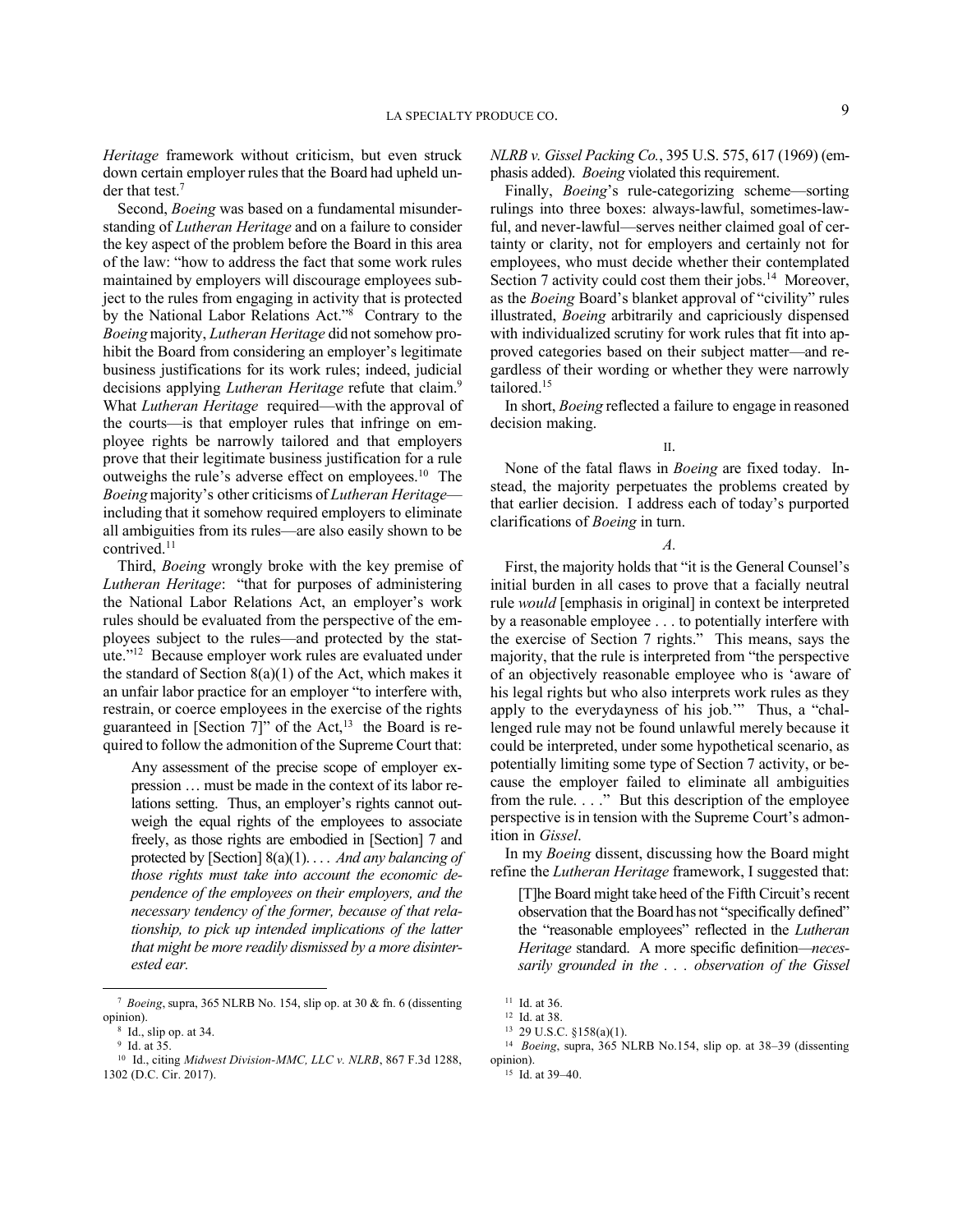*Heritage* framework without criticism, but even struck down certain employer rules that the Board had upheld under that test.[7]

Second, *Boeing* was based on a fundamental misunderstanding of *Lutheran Heritage* and on a failure to consider the key aspect of the problem before the Board in this area of the law: "how to address the fact that some work rules maintained by employers will discourage employees subject to the rules from engaging in activity that is protected by the National Labor Relations Act."[8] Contrary to the *Boeing* majority, *Lutheran Heritage* did not somehow prohibit the Board from considering an employer's legitimate business justifications for its work rules; indeed, judicial decisions applying *Lutheran Heritage* refute that claim.[9] What *Lutheran Heritage* required—with the approval of the courts—is that employer rules that infringe on employee rights be narrowly tailored and that employers prove that their legitimate business justification for a rule outweighs the rule's adverse effect on employees.[10] The *Boeing* majority's other criticisms of *Lutheran Heritage*—including that it somehow required employers to eliminate all ambiguities from its rules—are also easily shown to be contrived.[11]

Third, *Boeing* wrongly broke with the key premise of *Lutheran Heritage*: "that for purposes of administering the National Labor Relations Act, an employer's work rules should be evaluated from the perspective of the employees subject to the rules—and protected by the statute."[12] Because employer work rules are evaluated under the standard of Section 8(a)(1) of the Act, which makes it an unfair labor practice for an employer "to interfere with, restrain, or coerce employees in the exercise of the rights guaranteed in [Section 7]" of the Act,[13] the Board is required to follow the admonition of the Supreme Court that:

> Any assessment of the precise scope of employer expression … must be made in the context of its labor relations setting. Thus, an employer's rights cannot outweigh the equal rights of the employees to associate freely, as those rights are embodied in [Section] 7 and protected by [Section] 8(a)(1). . . . *And any balancing of those rights must take into account the economic dependence of the employees on their employers, and the necessary tendency of the former, because of that relationship, to pick up intended implications of the latter that might be more readily dismissed by a more disinterested ear.*

*NLRB v. Gissel Packing Co.*, 395 U.S. 575, 617 (1969) (emphasis added). *Boeing* violated this requirement.

Finally, *Boeing*'s rule-categorizing scheme—sorting rulings into three boxes: always-lawful, sometimes-lawful, and never-lawful—serves neither claimed goal of certainty or clarity, not for employers and certainly not for employees, who must decide whether their contemplated Section 7 activity could cost them their jobs.[14] Moreover, as the *Boeing* Board's blanket approval of "civility" rules illustrated, *Boeing* arbitrarily and capriciously dispensed with individualized scrutiny for work rules that fit into approved categories based on their subject matter—and regardless of their wording or whether they were narrowly tailored.[15]

In short, *Boeing* reflected a failure to engage in reasoned decision making.

## II.

None of the fatal flaws in *Boeing* are fixed today. Instead, the majority perpetuates the problems created by that earlier decision. I address each of today's purported clarifications of *Boeing* in turn.

### *A.*

First, the majority holds that "it is the General Counsel's initial burden in all cases to prove that a facially neutral rule *would* [emphasis in original] in context be interpreted by a reasonable employee . . . to potentially interfere with the exercise of Section 7 rights." This means, says the majority, that the rule is interpreted from "the perspective of an objectively reasonable employee who is 'aware of his legal rights but who also interprets work rules as they apply to the everydayness of his job.'" Thus, a "challenged rule may not be found unlawful merely because it could be interpreted, under some hypothetical scenario, as potentially limiting some type of Section 7 activity, or because the employer failed to eliminate all ambiguities from the rule. . . ." But this description of the employee perspective is in tension with the Supreme Court's admonition in *Gissel*.

In my *Boeing* dissent, discussing how the Board might refine the *Lutheran Heritage* framework, I suggested that:

> [T]he Board might take heed of the Fifth Circuit's recent observation that the Board has not "specifically defined" the "reasonable employees" reflected in the *Lutheran Heritage* standard. A more specific definition—*necessarily grounded in the . . . observation of the Gissel*

---

[7] *Boeing*, supra, 365 NLRB No. 154, slip op. at 30 & fn. 6 (dissenting opinion).

[8] Id., slip op. at 34.

[9] Id. at 35.

[10] Id., citing *Midwest Division-MMC, LLC v. NLRB*, 867 F.3d 1288, 1302 (D.C. Cir. 2017).

[11] Id. at 36.

[12] Id. at 38.

[13] 29 U.S.C. §158(a)(1).

[14] *Boeing*, supra, 365 NLRB No.154, slip op. at 38–39 (dissenting opinion).

[15] Id. at 39–40.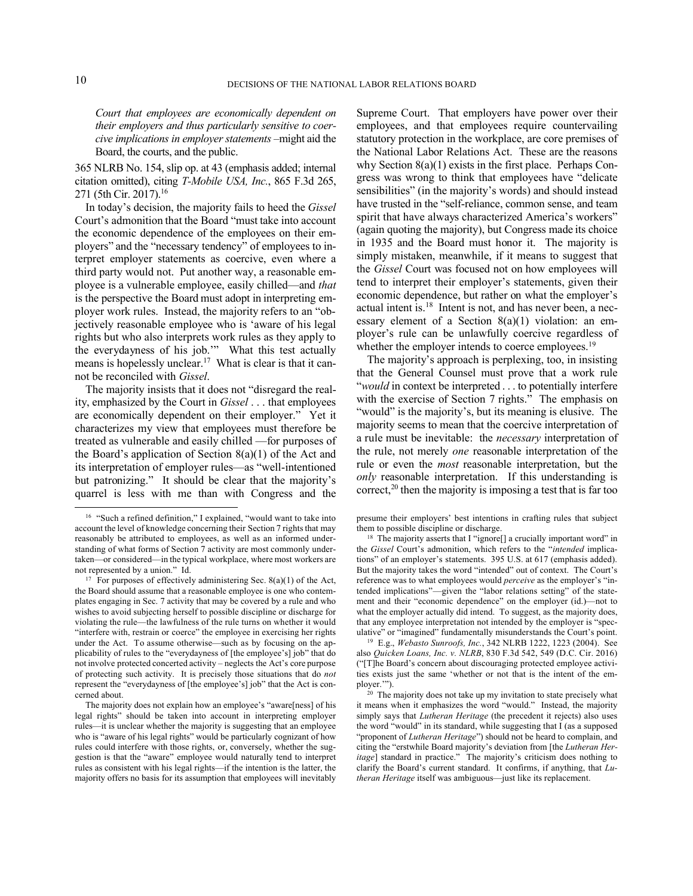*Court that employees are economically dependent on their employers and thus particularly sensitive to coercive implications in employer statements* –might aid the Board, the courts, and the public.

365 NLRB No. 154, slip op. at 43 (emphasis added; internal citation omitted), citing *T-Mobile USA, Inc*., 865 F.3d 265, 271 (5th Cir. 2017).[16]

In today's decision, the majority fails to heed the *Gissel* Court's admonition that the Board "must take into account the economic dependence of the employees on their employers" and the "necessary tendency" of employees to interpret employer statements as coercive, even where a third party would not. Put another way, a reasonable employee is a vulnerable employee, easily chilled—and *that* is the perspective the Board must adopt in interpreting employer work rules. Instead, the majority refers to an "objectively reasonable employee who is 'aware of his legal rights but who also interprets work rules as they apply to the everydayness of his job.'" What this test actually means is hopelessly unclear.[17] What is clear is that it cannot be reconciled with *Gissel*.

The majority insists that it does not "disregard the reality, emphasized by the Court in *Gissel* . . . that employees are economically dependent on their employer." Yet it characterizes my view that employees must therefore be treated as vulnerable and easily chilled —for purposes of the Board's application of Section 8(a)(1) of the Act and its interpretation of employer rules—as "well-intentioned but patronizing." It should be clear that the majority's quarrel is less with me than with Congress and the Supreme Court. That employers have power over their employees, and that employees require countervailing statutory protection in the workplace, are core premises of the National Labor Relations Act. These are the reasons why Section 8(a)(1) exists in the first place. Perhaps Congress was wrong to think that employees have "delicate sensibilities" (in the majority's words) and should instead have trusted in the "self-reliance, common sense, and team spirit that have always characterized America's workers" (again quoting the majority), but Congress made its choice in 1935 and the Board must honor it. The majority is simply mistaken, meanwhile, if it means to suggest that the *Gissel* Court was focused not on how employees will tend to interpret their employer's statements, given their economic dependence, but rather on what the employer's actual intent is.[18] Intent is not, and has never been, a necessary element of a Section 8(a)(1) violation: an employer's rule can be unlawfully coercive regardless of whether the employer intends to coerce employees.[19]

The majority's approach is perplexing, too, in insisting that the General Counsel must prove that a work rule "*would* in context be interpreted . . . to potentially interfere with the exercise of Section 7 rights." The emphasis on "would" is the majority's, but its meaning is elusive. The majority seems to mean that the coercive interpretation of a rule must be inevitable: the *necessary* interpretation of the rule, not merely *one* reasonable interpretation of the rule or even the *most* reasonable interpretation, but the *only* reasonable interpretation. If this understanding is correct,[20] then the majority is imposing a test that is far too

---

[16] "Such a refined definition," I explained, "would want to take into account the level of knowledge concerning their Section 7 rights that may reasonably be attributed to employees, as well as an informed understanding of what forms of Section 7 activity are most commonly undertaken—or considered—in the typical workplace, where most workers are not represented by a union." Id.

[17] For purposes of effectively administering Sec. 8(a)(1) of the Act, the Board should assume that a reasonable employee is one who contemplates engaging in Sec. 7 activity that may be covered by a rule and who wishes to avoid subjecting herself to possible discipline or discharge for violating the rule—the lawfulness of the rule turns on whether it would "interfere with, restrain or coerce" the employee in exercising her rights under the Act. To assume otherwise—such as by focusing on the applicability of rules to the "everydayness of [the employee's] job" that do not involve protected concerted activity – neglects the Act's core purpose of protecting such activity. It is precisely those situations that do *not* represent the "everydayness of [the employee's] job" that the Act is concerned about.

The majority does not explain how an employee's "aware[ness] of his legal rights" should be taken into account in interpreting employer rules—it is unclear whether the majority is suggesting that an employee who is "aware of his legal rights" would be particularly cognizant of how rules could interfere with those rights, or, conversely, whether the suggestion is that the "aware" employee would naturally tend to interpret rules as consistent with his legal rights—if the intention is the latter, the majority offers no basis for its assumption that employees will inevitably presume their employers' best intentions in crafting rules that subject them to possible discipline or discharge.

[18] The majority asserts that I "ignore[] a crucially important word" in the *Gissel* Court's admonition, which refers to the "*intended* implications" of an employer's statements. 395 U.S. at 617 (emphasis added). But the majority takes the word "intended" out of context. The Court's reference was to what employees would *perceive* as the employer's "intended implications"—given the "labor relations setting" of the statement and their "economic dependence" on the employer (id.)—not to what the employer actually did intend. To suggest, as the majority does, that any employee interpretation not intended by the employer is "speculative" or "imagined" fundamentally misunderstands the Court's point.

[19] E.g., *Webasto Sunroofs, Inc.*, 342 NLRB 1222, 1223 (2004). See also *Quicken Loans, Inc. v. NLRB*, 830 F.3d 542, 549 (D.C. Cir. 2016) ("[T]he Board's concern about discouraging protected employee activities exists just the same 'whether or not that is the intent of the employer.'").

[20] The majority does not take up my invitation to state precisely what it means when it emphasizes the word "would." Instead, the majority simply says that *Lutheran Heritage* (the precedent it rejects) also uses the word "would" in its standard, while suggesting that I (as a supposed "proponent of *Lutheran Heritage*") should not be heard to complain, and citing the "erstwhile Board majority's deviation from [the *Lutheran Heritage*] standard in practice." The majority's criticism does nothing to clarify the Board's current standard. It confirms, if anything, that *Lutheran Heritage* itself was ambiguous—just like its replacement.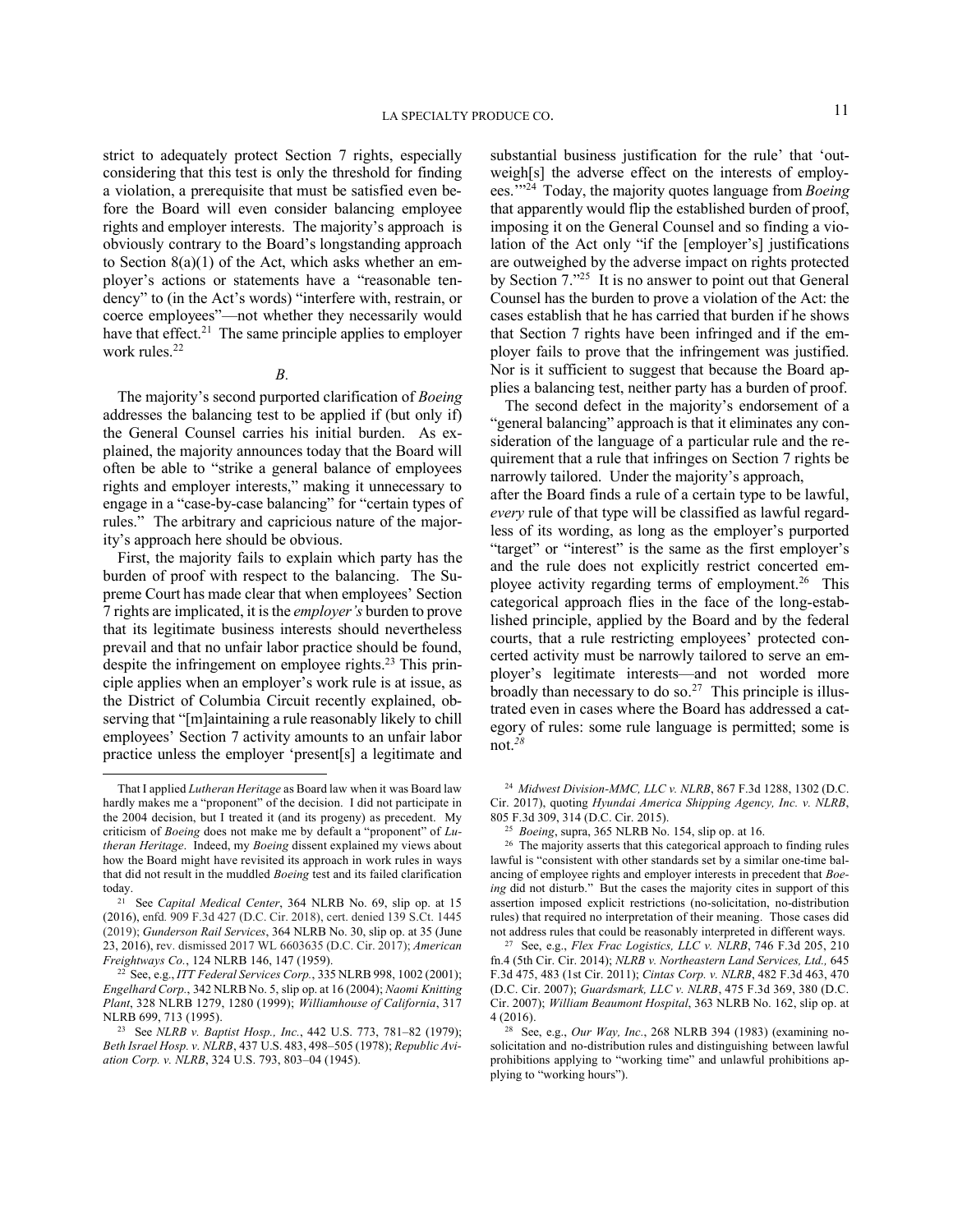strict to adequately protect Section 7 rights, especially considering that this test is only the threshold for finding a violation, a prerequisite that must be satisfied even before the Board will even consider balancing employee rights and employer interests. The majority's approach is obviously contrary to the Board's longstanding approach to Section 8(a)(1) of the Act, which asks whether an employer's actions or statements have a "reasonable tendency" to (in the Act's words) "interfere with, restrain, or coerce employees"—not whether they necessarily would have that effect.[21] The same principle applies to employer work rules.[22]

*B.*

The majority's second purported clarification of *Boeing* addresses the balancing test to be applied if (but only if) the General Counsel carries his initial burden. As explained, the majority announces today that the Board will often be able to "strike a general balance of employees rights and employer interests," making it unnecessary to engage in a "case-by-case balancing" for "certain types of rules." The arbitrary and capricious nature of the majority's approach here should be obvious.

First, the majority fails to explain which party has the burden of proof with respect to the balancing. The Supreme Court has made clear that when employees' Section 7 rights are implicated, it is the *employer's* burden to prove that its legitimate business interests should nevertheless prevail and that no unfair labor practice should be found, despite the infringement on employee rights.[23] This principle applies when an employer's work rule is at issue, as the District of Columbia Circuit recently explained, observing that "[m]aintaining a rule reasonably likely to chill employees' Section 7 activity amounts to an unfair labor practice unless the employer 'present[s] a legitimate and substantial business justification for the rule' that 'outweigh[s] the adverse effect on the interests of employees.'"[24] Today, the majority quotes language from *Boeing* that apparently would flip the established burden of proof, imposing it on the General Counsel and so finding a violation of the Act only "if the [employer's] justifications are outweighed by the adverse impact on rights protected by Section 7."[25] It is no answer to point out that General Counsel has the burden to prove a violation of the Act: the cases establish that he has carried that burden if he shows that Section 7 rights have been infringed and if the employer fails to prove that the infringement was justified. Nor is it sufficient to suggest that because the Board applies a balancing test, neither party has a burden of proof.

The second defect in the majority's endorsement of a "general balancing" approach is that it eliminates any consideration of the language of a particular rule and the requirement that a rule that infringes on Section 7 rights be narrowly tailored. Under the majority's approach,

after the Board finds a rule of a certain type to be lawful, *every* rule of that type will be classified as lawful regardless of its wording, as long as the employer's purported "target" or "interest" is the same as the first employer's and the rule does not explicitly restrict concerted employee activity regarding terms of employment.[26] This categorical approach flies in the face of the long-established principle, applied by the Board and by the federal courts, that a rule restricting employees' protected concerted activity must be narrowly tailored to serve an employer's legitimate interests—and not worded more broadly than necessary to do so.[27] This principle is illustrated even in cases where the Board has addressed a category of rules: some rule language is permitted; some is not.[28]

---

That I applied *Lutheran Heritage* as Board law when it was Board law hardly makes me a "proponent" of the decision. I did not participate in the 2004 decision, but I treated it (and its progeny) as precedent. My criticism of *Boeing* does not make me by default a "proponent" of *Lutheran Heritage*. Indeed, my *Boeing* dissent explained my views about how the Board might have revisited its approach in work rules in ways that did not result in the muddled *Boeing* test and its failed clarification today.

[21] See *Capital Medical Center*, 364 NLRB No. 69, slip op. at 15 (2016), enfd. 909 F.3d 427 (D.C. Cir. 2018), cert. denied 139 S.Ct. 1445 (2019); *Gunderson Rail Services*, 364 NLRB No. 30, slip op. at 35 (June 23, 2016), rev. dismissed 2017 WL 6603635 (D.C. Cir. 2017); *American Freightways Co.*, 124 NLRB 146, 147 (1959).

[22] See, e.g., *ITT Federal Services Corp.*, 335 NLRB 998, 1002 (2001); *Engelhard Corp.*, 342 NLRB No. 5, slip op. at 16 (2004); *Naomi Knitting Plant*, 328 NLRB 1279, 1280 (1999); *Williamhouse of California*, 317 NLRB 699, 713 (1995).

[23] See *NLRB v. Baptist Hosp., Inc.*, 442 U.S. 773, 781–82 (1979); *Beth Israel Hosp. v. NLRB*, 437 U.S. 483, 498–505 (1978); *Republic Aviation Corp. v. NLRB*, 324 U.S. 793, 803–04 (1945).

[24] *Midwest Division-MMC, LLC v. NLRB*, 867 F.3d 1288, 1302 (D.C. Cir. 2017), quoting *Hyundai America Shipping Agency, Inc. v. NLRB*, 805 F.3d 309, 314 (D.C. Cir. 2015).

[25] *Boeing*, supra, 365 NLRB No. 154, slip op. at 16.

[26] The majority asserts that this categorical approach to finding rules lawful is "consistent with other standards set by a similar one-time balancing of employee rights and employer interests in precedent that *Boeing* did not disturb." But the cases the majority cites in support of this assertion imposed explicit restrictions (no-solicitation, no-distribution rules) that required no interpretation of their meaning. Those cases did not address rules that could be reasonably interpreted in different ways.

[27] See, e.g., *Flex Frac Logistics, LLC v. NLRB*, 746 F.3d 205, 210 fn.4 (5th Cir. Cir. 2014); *NLRB v. Northeastern Land Services, Ltd.,* 645 F.3d 475, 483 (1st Cir. 2011); *Cintas Corp. v. NLRB*, 482 F.3d 463, 470 (D.C. Cir. 2007); *Guardsmark, LLC v. NLRB*, 475 F.3d 369, 380 (D.C. Cir. 2007); *William Beaumont Hospital*, 363 NLRB No. 162, slip op. at 4 (2016).

[28] See, e.g., *Our Way, Inc.*, 268 NLRB 394 (1983) (examining no-solicitation and no-distribution rules and distinguishing between lawful prohibitions applying to "working time" and unlawful prohibitions applying to "working hours").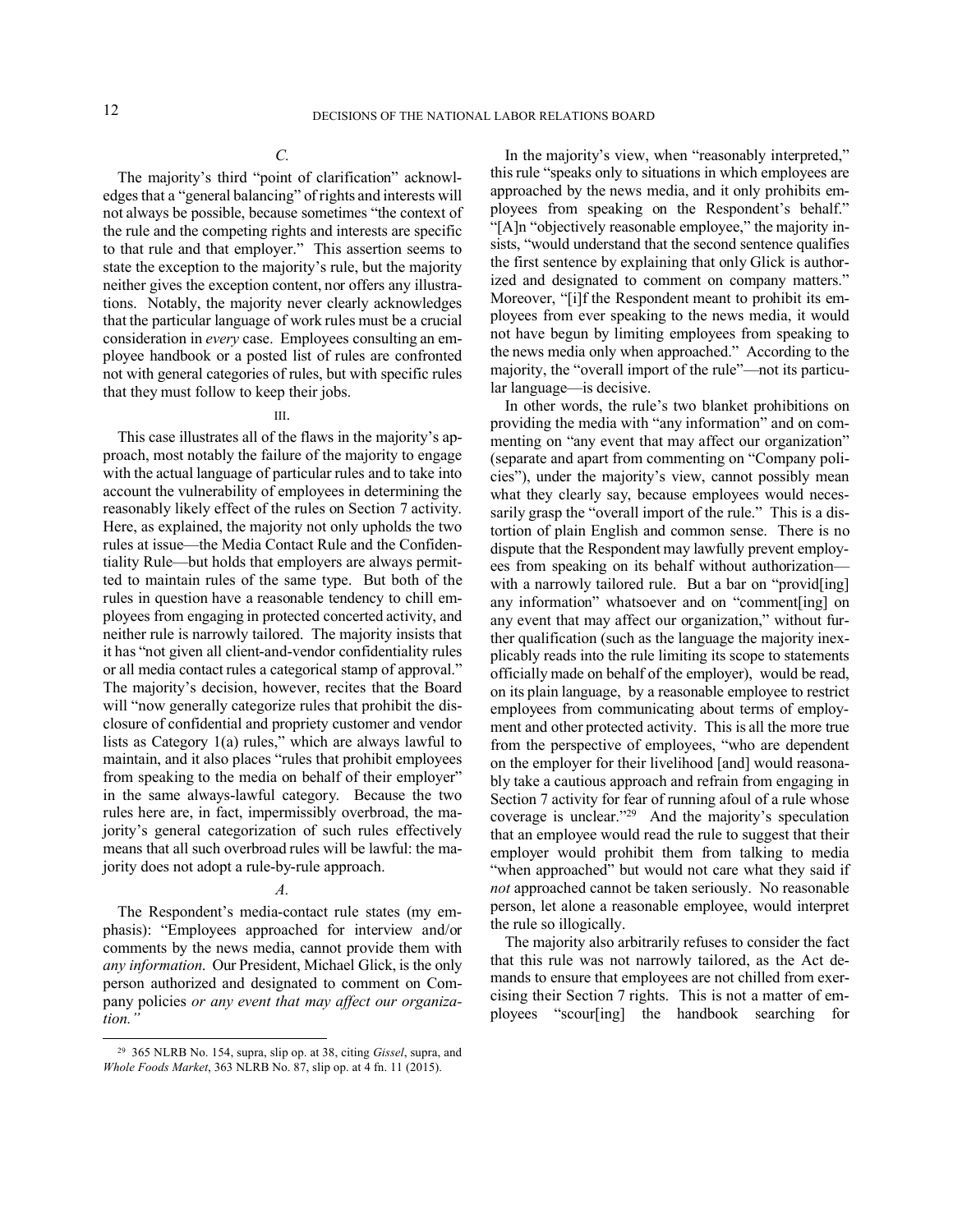*C.*

The majority's third "point of clarification" acknowledges that a "general balancing" of rights and interests will not always be possible, because sometimes "the context of the rule and the competing rights and interests are specific to that rule and that employer." This assertion seems to state the exception to the majority's rule, but the majority neither gives the exception content, nor offers any illustrations. Notably, the majority never clearly acknowledges that the particular language of work rules must be a crucial consideration in *every* case. Employees consulting an employee handbook or a posted list of rules are confronted not with general categories of rules, but with specific rules that they must follow to keep their jobs.

III.

This case illustrates all of the flaws in the majority's approach, most notably the failure of the majority to engage with the actual language of particular rules and to take into account the vulnerability of employees in determining the reasonably likely effect of the rules on Section 7 activity. Here, as explained, the majority not only upholds the two rules at issue—the Media Contact Rule and the Confidentiality Rule—but holds that employers are always permitted to maintain rules of the same type. But both of the rules in question have a reasonable tendency to chill employees from engaging in protected concerted activity, and neither rule is narrowly tailored. The majority insists that it has "not given all client-and-vendor confidentiality rules or all media contact rules a categorical stamp of approval." The majority's decision, however, recites that the Board will "now generally categorize rules that prohibit the disclosure of confidential and propriety customer and vendor lists as Category 1(a) rules," which are always lawful to maintain, and it also places "rules that prohibit employees from speaking to the media on behalf of their employer" in the same always-lawful category. Because the two rules here are, in fact, impermissibly overbroad, the majority's general categorization of such rules effectively means that all such overbroad rules will be lawful: the majority does not adopt a rule-by-rule approach.

*A.*

The Respondent's media-contact rule states (my emphasis): "Employees approached for interview and/or comments by the news media, cannot provide them with *any information*. Our President, Michael Glick, is the only person authorized and designated to comment on Company policies *or any event that may affect our organization.*"

In the majority's view, when "reasonably interpreted," this rule "speaks only to situations in which employees are approached by the news media, and it only prohibits employees from speaking on the Respondent's behalf." "[A]n "objectively reasonable employee," the majority insists, "would understand that the second sentence qualifies the first sentence by explaining that only Glick is authorized and designated to comment on company matters." Moreover, "[i]f the Respondent meant to prohibit its employees from ever speaking to the news media, it would not have begun by limiting employees from speaking to the news media only when approached." According to the majority, the "overall import of the rule"—not its particular language—is decisive.

In other words, the rule's two blanket prohibitions on providing the media with "any information" and on commenting on "any event that may affect our organization" (separate and apart from commenting on "Company policies"), under the majority's view, cannot possibly mean what they clearly say, because employees would necessarily grasp the "overall import of the rule." This is a distortion of plain English and common sense. There is no dispute that the Respondent may lawfully prevent employees from speaking on its behalf without authorization—with a narrowly tailored rule. But a bar on "provid[ing] any information" whatsoever and on "comment[ing] on any event that may affect our organization," without further qualification (such as the language the majority inexplicably reads into the rule limiting its scope to statements officially made on behalf of the employer), would be read, on its plain language, by a reasonable employee to restrict employees from communicating about terms of employment and other protected activity. This is all the more true from the perspective of employees, "who are dependent on the employer for their livelihood [and] would reasonably take a cautious approach and refrain from engaging in Section 7 activity for fear of running afoul of a rule whose coverage is unclear."[29] And the majority's speculation that an employee would read the rule to suggest that their employer would prohibit them from talking to media "when approached" but would not care what they said if *not* approached cannot be taken seriously. No reasonable person, let alone a reasonable employee, would interpret the rule so illogically.

The majority also arbitrarily refuses to consider the fact that this rule was not narrowly tailored, as the Act demands to ensure that employees are not chilled from exercising their Section 7 rights. This is not a matter of employees "scour[ing] the handbook searching for

---

[29] 365 NLRB No. 154, supra, slip op. at 38, citing *Gissel*, supra, and *Whole Foods Market*, 363 NLRB No. 87, slip op. at 4 fn. 11 (2015).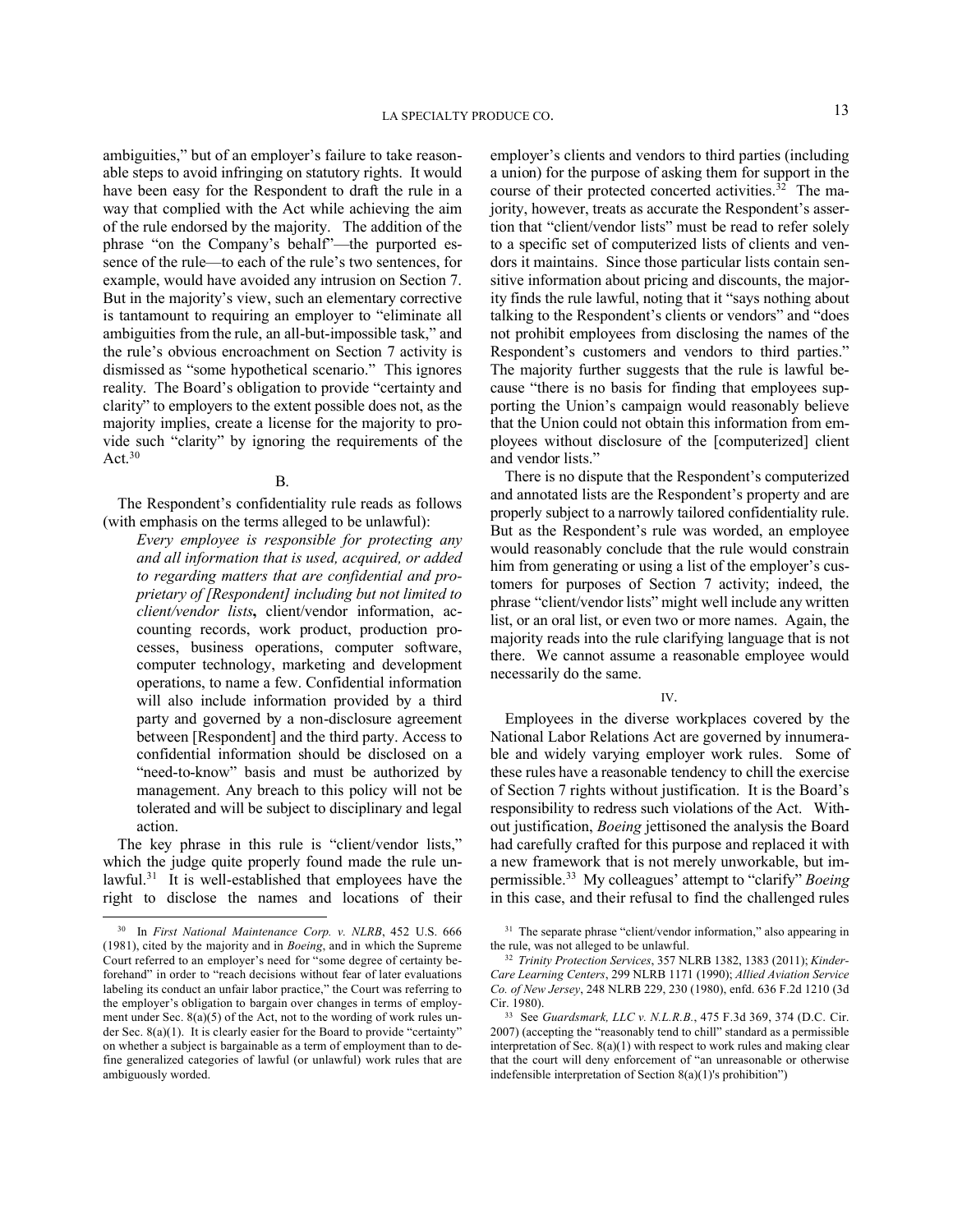ambiguities," but of an employer's failure to take reasonable steps to avoid infringing on statutory rights. It would have been easy for the Respondent to draft the rule in a way that complied with the Act while achieving the aim of the rule endorsed by the majority. The addition of the phrase "on the Company's behalf"—the purported essence of the rule—to each of the rule's two sentences, for example, would have avoided any intrusion on Section 7. But in the majority's view, such an elementary corrective is tantamount to requiring an employer to "eliminate all ambiguities from the rule, an all-but-impossible task," and the rule's obvious encroachment on Section 7 activity is dismissed as "some hypothetical scenario." This ignores reality. The Board's obligation to provide "certainty and clarity" to employers to the extent possible does not, as the majority implies, create a license for the majority to provide such "clarity" by ignoring the requirements of the Act.[30]

B.

The Respondent's confidentiality rule reads as follows (with emphasis on the terms alleged to be unlawful):

> *Every employee is responsible for protecting any and all information that is used, acquired, or added to regarding matters that are confidential and proprietary of [Respondent] including but not limited to client/vendor lists***,** client/vendor information, accounting records, work product, production processes, business operations, computer software, computer technology, marketing and development operations, to name a few. Confidential information will also include information provided by a third party and governed by a non-disclosure agreement between [Respondent] and the third party. Access to confidential information should be disclosed on a "need-to-know" basis and must be authorized by management. Any breach to this policy will not be tolerated and will be subject to disciplinary and legal action.

The key phrase in this rule is "client/vendor lists," which the judge quite properly found made the rule unlawful.[31] It is well-established that employees have the right to disclose the names and locations of their employer's clients and vendors to third parties (including a union) for the purpose of asking them for support in the course of their protected concerted activities.[32] The majority, however, treats as accurate the Respondent's assertion that "client/vendor lists" must be read to refer solely to a specific set of computerized lists of clients and vendors it maintains. Since those particular lists contain sensitive information about pricing and discounts, the majority finds the rule lawful, noting that it "says nothing about talking to the Respondent's clients or vendors" and "does not prohibit employees from disclosing the names of the Respondent's customers and vendors to third parties." The majority further suggests that the rule is lawful because "there is no basis for finding that employees supporting the Union's campaign would reasonably believe that the Union could not obtain this information from employees without disclosure of the [computerized] client and vendor lists."

There is no dispute that the Respondent's computerized and annotated lists are the Respondent's property and are properly subject to a narrowly tailored confidentiality rule. But as the Respondent's rule was worded, an employee would reasonably conclude that the rule would constrain him from generating or using a list of the employer's customers for purposes of Section 7 activity; indeed, the phrase "client/vendor lists" might well include any written list, or an oral list, or even two or more names. Again, the majority reads into the rule clarifying language that is not there. We cannot assume a reasonable employee would necessarily do the same.

IV.

Employees in the diverse workplaces covered by the National Labor Relations Act are governed by innumerable and widely varying employer work rules. Some of these rules have a reasonable tendency to chill the exercise of Section 7 rights without justification. It is the Board's responsibility to redress such violations of the Act. Without justification, *Boeing* jettisoned the analysis the Board had carefully crafted for this purpose and replaced it with a new framework that is not merely unworkable, but impermissible.[33] My colleagues' attempt to "clarify" *Boeing* in this case, and their refusal to find the challenged rules

---

[30] In *First National Maintenance Corp. v. NLRB*, 452 U.S. 666 (1981), cited by the majority and in *Boeing*, and in which the Supreme Court referred to an employer's need for "some degree of certainty beforehand" in order to "reach decisions without fear of later evaluations labeling its conduct an unfair labor practice," the Court was referring to the employer's obligation to bargain over changes in terms of employment under Sec. 8(a)(5) of the Act, not to the wording of work rules under Sec. 8(a)(1). It is clearly easier for the Board to provide "certainty" on whether a subject is bargainable as a term of employment than to define generalized categories of lawful (or unlawful) work rules that are ambiguously worded.

[31] The separate phrase "client/vendor information," also appearing in the rule, was not alleged to be unlawful.

[32] *Trinity Protection Services*, 357 NLRB 1382, 1383 (2011); *Kinder-Care Learning Centers*, 299 NLRB 1171 (1990); *Allied Aviation Service Co. of New Jersey*, 248 NLRB 229, 230 (1980), enfd. 636 F.2d 1210 (3d Cir. 1980).

[33] See *Guardsmark, LLC v. N.L.R.B.*, 475 F.3d 369, 374 (D.C. Cir. 2007) (accepting the "reasonably tend to chill" standard as a permissible interpretation of Sec. 8(a)(1) with respect to work rules and making clear that the court will deny enforcement of "an unreasonable or otherwise indefensible interpretation of Section 8(a)(1)'s prohibition")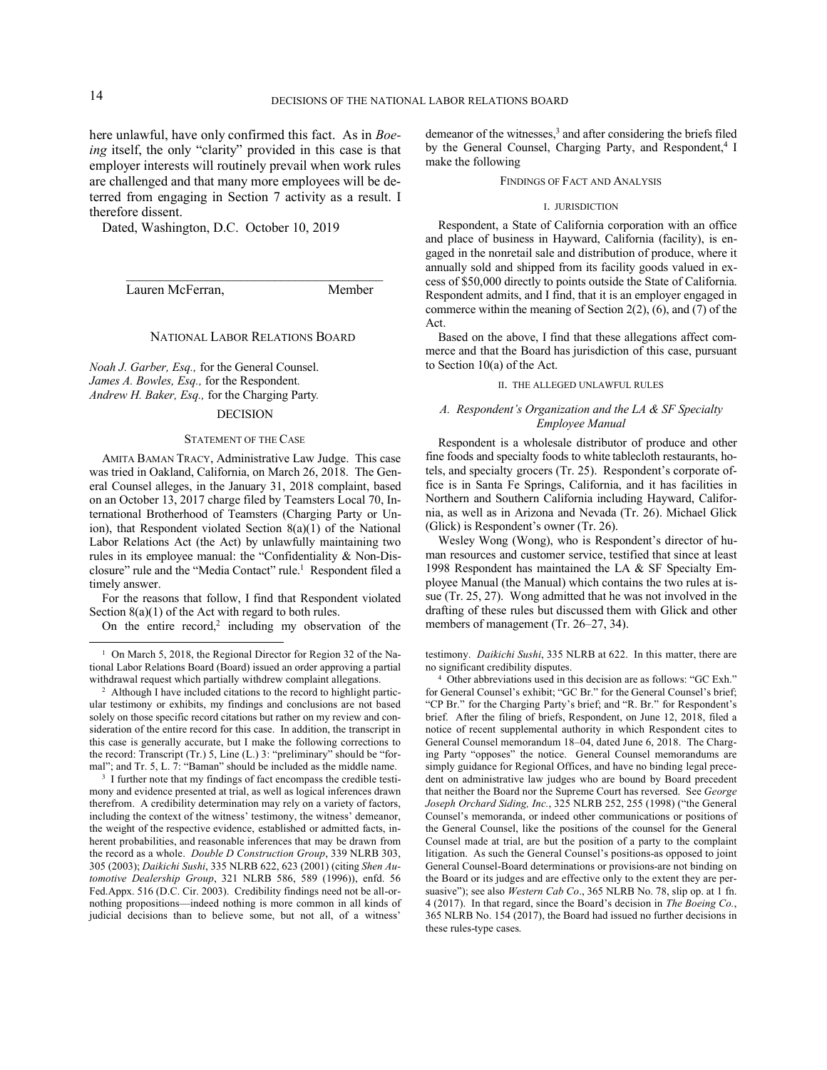here unlawful, have only confirmed this fact. As in *Boeing* itself, the only "clarity" provided in this case is that employer interests will routinely prevail when work rules are challenged and that many more employees will be deterred from engaging in Section 7 activity as a result. I therefore dissent.

Dated, Washington, D.C. October 10, 2019

\_\_\_\_\_\_\_\_\_\_\_\_\_\_\_\_\_\_\_\_\_\_\_\_\_\_\_\_\_\_\_\_\_\_\_\_\_\_\_\_

Lauren McFerran, Member

NATIONAL LABOR RELATIONS BOARD

*Noah J. Garber, Esq.,* for the General Counsel.
*James A. Bowles, Esq.,* for the Respondent.
*Andrew H. Baker, Esq.,* for the Charging Party.

## DECISION

### STATEMENT OF THE CASE

AMITA BAMAN TRACY, Administrative Law Judge. This case was tried in Oakland, California, on March 26, 2018. The General Counsel alleges, in the January 31, 2018 complaint, based on an October 13, 2017 charge filed by Teamsters Local 70, International Brotherhood of Teamsters (Charging Party or Union), that Respondent violated Section 8(a)(1) of the National Labor Relations Act (the Act) by unlawfully maintaining two rules in its employee manual: the "Confidentiality & Non-Disclosure" rule and the "Media Contact" rule.[1] Respondent filed a timely answer.

For the reasons that follow, I find that Respondent violated Section 8(a)(1) of the Act with regard to both rules.

On the entire record,[2] including my observation of the demeanor of the witnesses,[3] and after considering the briefs filed by the General Counsel, Charging Party, and Respondent,[4] I make the following

### FINDINGS OF FACT AND ANALYSIS

#### I. JURISDICTION

Respondent, a State of California corporation with an office and place of business in Hayward, California (facility), is engaged in the nonretail sale and distribution of produce, where it annually sold and shipped from its facility goods valued in excess of $50,000 directly to points outside the State of California. Respondent admits, and I find, that it is an employer engaged in commerce within the meaning of Section 2(2), (6), and (7) of the Act.

Based on the above, I find that these allegations affect commerce and that the Board has jurisdiction of this case, pursuant to Section 10(a) of the Act.

#### II. THE ALLEGED UNLAWFUL RULES

##### *A. Respondent's Organization and the LA & SF Specialty Employee Manual*

Respondent is a wholesale distributor of produce and other fine foods and specialty foods to white tablecloth restaurants, hotels, and specialty grocers (Tr. 25). Respondent's corporate office is in Santa Fe Springs, California, and it has facilities in Northern and Southern California including Hayward, California, as well as in Arizona and Nevada (Tr. 26). Michael Glick (Glick) is Respondent's owner (Tr. 26).

Wesley Wong (Wong), who is Respondent's director of human resources and customer service, testified that since at least 1998 Respondent has maintained the LA & SF Specialty Employee Manual (the Manual) which contains the two rules at issue (Tr. 25, 27). Wong admitted that he was not involved in the drafting of these rules but discussed them with Glick and other members of management (Tr. 26–27, 34).

---

[1] On March 5, 2018, the Regional Director for Region 32 of the National Labor Relations Board (Board) issued an order approving a partial withdrawal request which partially withdrew complaint allegations.

[2] Although I have included citations to the record to highlight particular testimony or exhibits, my findings and conclusions are not based solely on those specific record citations but rather on my review and consideration of the entire record for this case. In addition, the transcript in this case is generally accurate, but I make the following corrections to the record: Transcript (Tr.) 5, Line (L.) 3: "preliminary" should be "formal"; and Tr. 5, L. 7: "Baman" should be included as the middle name.

[3] I further note that my findings of fact encompass the credible testimony and evidence presented at trial, as well as logical inferences drawn therefrom. A credibility determination may rely on a variety of factors, including the context of the witness' testimony, the witness' demeanor, the weight of the respective evidence, established or admitted facts, inherent probabilities, and reasonable inferences that may be drawn from the record as a whole. *Double D Construction Group*, 339 NLRB 303, 305 (2003); *Daikichi Sushi*, 335 NLRB 622, 623 (2001) (citing *Shen Automotive Dealership Group*, 321 NLRB 586, 589 (1996)), enfd. 56 Fed.Appx. 516 (D.C. Cir. 2003). Credibility findings need not be all-or-nothing propositions—indeed nothing is more common in all kinds of judicial decisions than to believe some, but not all, of a witness' testimony. *Daikichi Sushi*, 335 NLRB at 622. In this matter, there are no significant credibility disputes.

[4] Other abbreviations used in this decision are as follows: "GC Exh." for General Counsel's exhibit; "GC Br." for the General Counsel's brief; "CP Br." for the Charging Party's brief; and "R. Br." for Respondent's brief. After the filing of briefs, Respondent, on June 12, 2018, filed a notice of recent supplemental authority in which Respondent cites to General Counsel memorandum 18–04, dated June 6, 2018. The Charging Party "opposes" the notice. General Counsel memorandums are simply guidance for Regional Offices, and have no binding legal precedent on administrative law judges who are bound by Board precedent that neither the Board nor the Supreme Court has reversed. See *George Joseph Orchard Siding, Inc.*, 325 NLRB 252, 255 (1998) ("the General Counsel's memoranda, or indeed other communications or positions of the General Counsel, like the positions of the counsel for the General Counsel made at trial, are but the position of a party to the complaint litigation. As such the General Counsel's positions-as opposed to joint General Counsel-Board determinations or provisions-are not binding on the Board or its judges and are effective only to the extent they are persuasive"); see also *Western Cab Co*., 365 NLRB No. 78, slip op. at 1 fn. 4 (2017). In that regard, since the Board's decision in *The Boeing Co.*, 365 NLRB No. 154 (2017), the Board had issued no further decisions in these rules-type cases.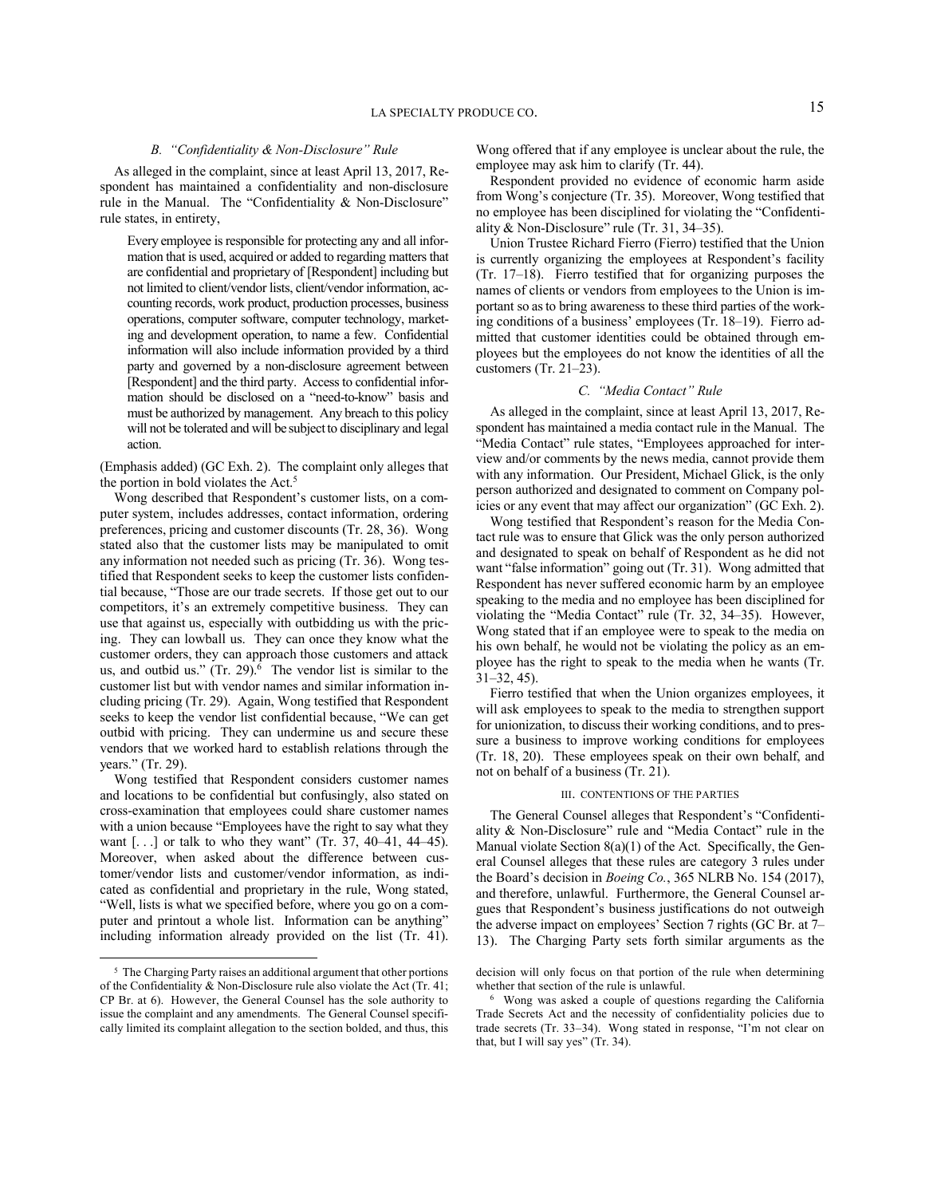### *B. "Confidentiality & Non-Disclosure" Rule*

As alleged in the complaint, since at least April 13, 2017, Respondent has maintained a confidentiality and non-disclosure rule in the Manual. The "Confidentiality & Non-Disclosure" rule states, in entirety,

> Every employee is responsible for protecting any and all information that is used, acquired or added to regarding matters that are confidential and proprietary of [Respondent] including but not limited to client/vendor lists, client/vendor information, accounting records, work product, production processes, business operations, computer software, computer technology, marketing and development operation, to name a few. Confidential information will also include information provided by a third party and governed by a non-disclosure agreement between [Respondent] and the third party. Access to confidential information should be disclosed on a "need-to-know" basis and must be authorized by management. Any breach to this policy will not be tolerated and will be subject to disciplinary and legal action.

(Emphasis added) (GC Exh. 2). The complaint only alleges that the portion in bold violates the Act.[5]

Wong described that Respondent's customer lists, on a computer system, includes addresses, contact information, ordering preferences, pricing and customer discounts (Tr. 28, 36). Wong stated also that the customer lists may be manipulated to omit any information not needed such as pricing (Tr. 36). Wong testified that Respondent seeks to keep the customer lists confidential because, "Those are our trade secrets. If those get out to our competitors, it's an extremely competitive business. They can use that against us, especially with outbidding us with the pricing. They can lowball us. They can once they know what the customer orders, they can approach those customers and attack us, and outbid us." (Tr. 29).[6] The vendor list is similar to the customer list but with vendor names and similar information including pricing (Tr. 29). Again, Wong testified that Respondent seeks to keep the vendor list confidential because, "We can get outbid with pricing. They can undermine us and secure these vendors that we worked hard to establish relations through the years." (Tr. 29).

Wong testified that Respondent considers customer names and locations to be confidential but confusingly, also stated on cross-examination that employees could share customer names with a union because "Employees have the right to say what they want [. . .] or talk to who they want" (Tr. 37, 40–41, 44–45). Moreover, when asked about the difference between customer/vendor lists and customer/vendor information, as indicated as confidential and proprietary in the rule, Wong stated, "Well, lists is what we specified before, where you go on a computer and printout a whole list. Information can be anything" including information already provided on the list (Tr. 41). Wong offered that if any employee is unclear about the rule, the employee may ask him to clarify (Tr. 44).

Respondent provided no evidence of economic harm aside from Wong's conjecture (Tr. 35). Moreover, Wong testified that no employee has been disciplined for violating the "Confidentiality & Non-Disclosure" rule (Tr. 31, 34–35).

Union Trustee Richard Fierro (Fierro) testified that the Union is currently organizing the employees at Respondent's facility (Tr. 17–18). Fierro testified that for organizing purposes the names of clients or vendors from employees to the Union is important so as to bring awareness to these third parties of the working conditions of a business' employees (Tr. 18–19). Fierro admitted that customer identities could be obtained through employees but the employees do not know the identities of all the customers (Tr. 21–23).

### *C. "Media Contact" Rule*

As alleged in the complaint, since at least April 13, 2017, Respondent has maintained a media contact rule in the Manual. The "Media Contact" rule states, "Employees approached for interview and/or comments by the news media, cannot provide them with any information. Our President, Michael Glick, is the only person authorized and designated to comment on Company policies or any event that may affect our organization" (GC Exh. 2).

Wong testified that Respondent's reason for the Media Contact rule was to ensure that Glick was the only person authorized and designated to speak on behalf of Respondent as he did not want "false information" going out (Tr. 31). Wong admitted that Respondent has never suffered economic harm by an employee speaking to the media and no employee has been disciplined for violating the "Media Contact" rule (Tr. 32, 34–35). However, Wong stated that if an employee were to speak to the media on his own behalf, he would not be violating the policy as an employee has the right to speak to the media when he wants (Tr. 31–32, 45).

Fierro testified that when the Union organizes employees, it will ask employees to speak to the media to strengthen support for unionization, to discuss their working conditions, and to pressure a business to improve working conditions for employees (Tr. 18, 20). These employees speak on their own behalf, and not on behalf of a business (Tr. 21).

## III. CONTENTIONS OF THE PARTIES

The General Counsel alleges that Respondent's "Confidentiality & Non-Disclosure" rule and "Media Contact" rule in the Manual violate Section 8(a)(1) of the Act. Specifically, the General Counsel alleges that these rules are category 3 rules under the Board's decision in *Boeing Co.*, 365 NLRB No. 154 (2017), and therefore, unlawful. Furthermore, the General Counsel argues that Respondent's business justifications do not outweigh the adverse impact on employees' Section 7 rights (GC Br. at 7–13). The Charging Party sets forth similar arguments as the

---

[5] The Charging Party raises an additional argument that other portions of the Confidentiality & Non-Disclosure rule also violate the Act (Tr. 41; CP Br. at 6). However, the General Counsel has the sole authority to issue the complaint and any amendments. The General Counsel specifically limited its complaint allegation to the section bolded, and thus, this decision will only focus on that portion of the rule when determining whether that section of the rule is unlawful.

[6] Wong was asked a couple of questions regarding the California Trade Secrets Act and the necessity of confidentiality policies due to trade secrets (Tr. 33–34). Wong stated in response, "I'm not clear on that, but I will say yes" (Tr. 34).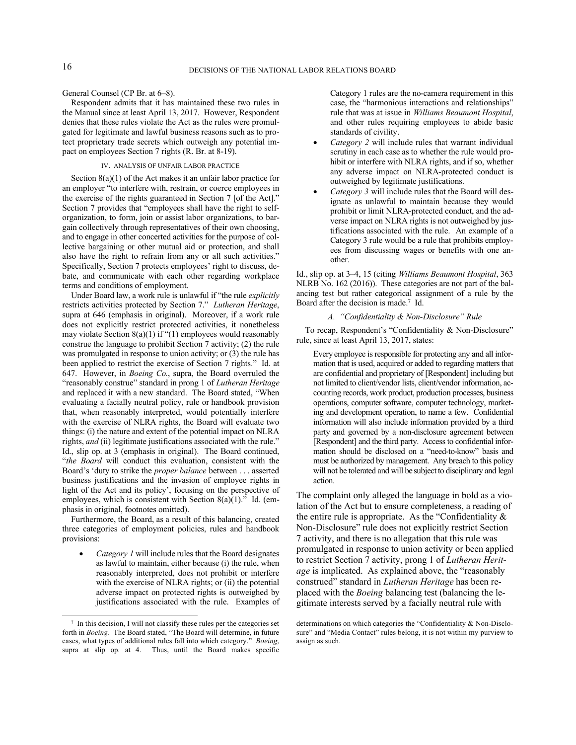General Counsel (CP Br. at 6–8).

Respondent admits that it has maintained these two rules in the Manual since at least April 13, 2017. However, Respondent denies that these rules violate the Act as the rules were promulgated for legitimate and lawful business reasons such as to protect proprietary trade secrets which outweigh any potential impact on employees Section 7 rights (R. Br. at 8-19).

### IV. ANALYSIS OF UNFAIR LABOR PRACTICE

Section 8(a)(1) of the Act makes it an unfair labor practice for an employer "to interfere with, restrain, or coerce employees in the exercise of the rights guaranteed in Section 7 [of the Act]." Section 7 provides that "employees shall have the right to self-organization, to form, join or assist labor organizations, to bargain collectively through representatives of their own choosing, and to engage in other concerted activities for the purpose of collective bargaining or other mutual aid or protection, and shall also have the right to refrain from any or all such activities." Specifically, Section 7 protects employees' right to discuss, debate, and communicate with each other regarding workplace terms and conditions of employment.

Under Board law, a work rule is unlawful if "the rule *explicitly* restricts activities protected by Section 7." *Lutheran Heritage*, supra at 646 (emphasis in original). Moreover, if a work rule does not explicitly restrict protected activities, it nonetheless may violate Section 8(a)(1) if "(1) employees would reasonably construe the language to prohibit Section 7 activity; (2) the rule was promulgated in response to union activity; or (3) the rule has been applied to restrict the exercise of Section 7 rights." Id. at 647. However, in *Boeing Co.*, supra, the Board overruled the "reasonably construe" standard in prong 1 of *Lutheran Heritage* and replaced it with a new standard. The Board stated, "When evaluating a facially neutral policy, rule or handbook provision that, when reasonably interpreted, would potentially interfere with the exercise of NLRA rights, the Board will evaluate two things: (i) the nature and extent of the potential impact on NLRA rights, *and* (ii) legitimate justifications associated with the rule." Id., slip op. at 3 (emphasis in original). The Board continued, "*the Board* will conduct this evaluation, consistent with the Board's 'duty to strike the *proper balance* between . . . asserted business justifications and the invasion of employee rights in light of the Act and its policy', focusing on the perspective of employees, which is consistent with Section 8(a)(1)." Id. (emphasis in original, footnotes omitted).

Furthermore, the Board, as a result of this balancing, created three categories of employment policies, rules and handbook provisions:

- *Category 1* will include rules that the Board designates as lawful to maintain, either because (i) the rule, when reasonably interpreted, does not prohibit or interfere with the exercise of NLRA rights; or (ii) the potential adverse impact on protected rights is outweighed by justifications associated with the rule. Examples of Category 1 rules are the no-camera requirement in this case, the "harmonious interactions and relationships" rule that was at issue in *Williams Beaumont Hospital*, and other rules requiring employees to abide basic standards of civility.
- *Category 2* will include rules that warrant individual scrutiny in each case as to whether the rule would prohibit or interfere with NLRA rights, and if so, whether any adverse impact on NLRA-protected conduct is outweighed by legitimate justifications.
- *Category 3* will include rules that the Board will designate as unlawful to maintain because they would prohibit or limit NLRA-protected conduct, and the adverse impact on NLRA rights is not outweighed by justifications associated with the rule. An example of a Category 3 rule would be a rule that prohibits employees from discussing wages or benefits with one another.

Id., slip op. at 3–4, 15 (citing *Williams Beaumont Hospital*, 363 NLRB No. 162 (2016)). These categories are not part of the balancing test but rather categorical assignment of a rule by the Board after the decision is made.[7] Id.

#### A. *"Confidentiality & Non-Disclosure" Rule*

To recap, Respondent's "Confidentiality & Non-Disclosure" rule, since at least April 13, 2017, states:

> Every employee is responsible for protecting any and all information that is used, acquired or added to regarding matters that are confidential and proprietary of [Respondent] including but not limited to client/vendor lists, client/vendor information, accounting records, work product, production processes, business operations, computer software, computer technology, marketing and development operation, to name a few. Confidential information will also include information provided by a third party and governed by a non-disclosure agreement between [Respondent] and the third party. Access to confidential information should be disclosed on a "need-to-know" basis and must be authorized by management. Any breach to this policy will not be tolerated and will be subject to disciplinary and legal action.

The complaint only alleged the language in bold as a violation of the Act but to ensure completeness, a reading of the entire rule is appropriate. As the "Confidentiality & Non-Disclosure" rule does not explicitly restrict Section 7 activity, and there is no allegation that this rule was promulgated in response to union activity or been applied to restrict Section 7 activity, prong 1 of *Lutheran Heritage* is implicated. As explained above, the "reasonably construed" standard in *Lutheran Heritage* has been replaced with the *Boeing* balancing test (balancing the legitimate interests served by a facially neutral rule with

---

[7] In this decision, I will not classify these rules per the categories set forth in *Boeing*. The Board stated, "The Board will determine, in future cases, what types of additional rules fall into which category." *Boeing*, supra at slip op. at 4. Thus, until the Board makes specific determinations on which categories the "Confidentiality & Non-Disclosure" and "Media Contact" rules belong, it is not within my purview to assign as such.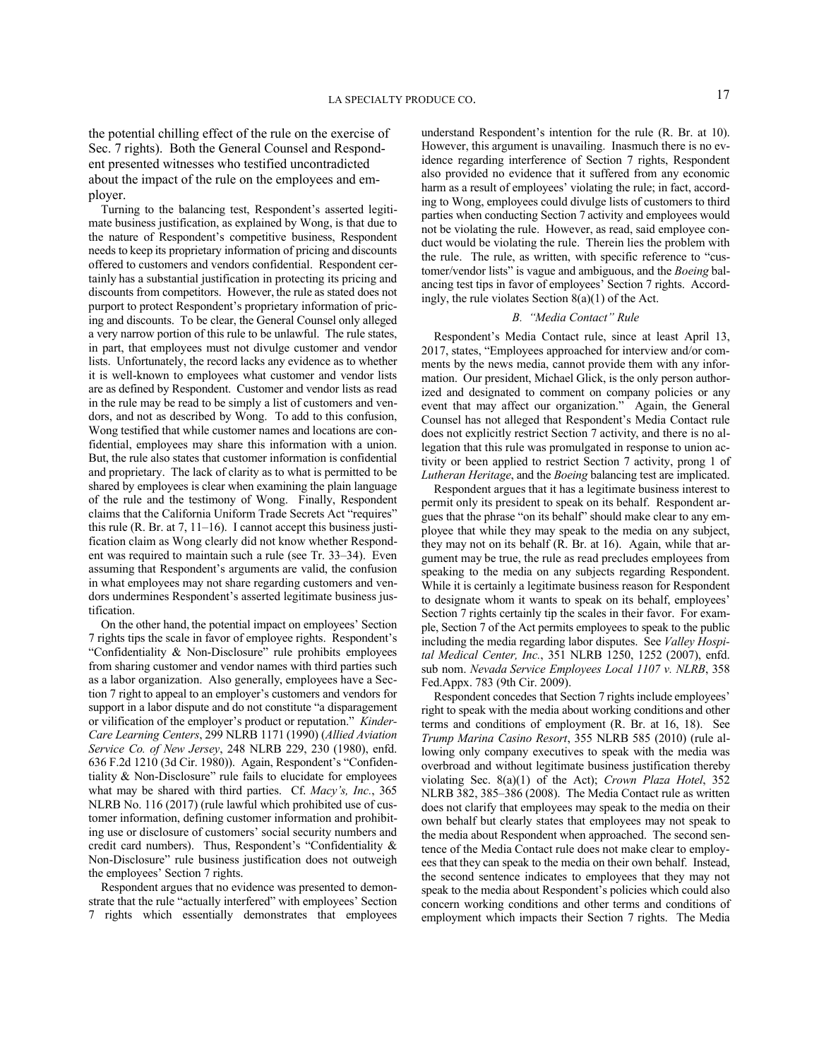the potential chilling effect of the rule on the exercise of Sec. 7 rights). Both the General Counsel and Respondent presented witnesses who testified uncontradicted about the impact of the rule on the employees and employer.

Turning to the balancing test, Respondent's asserted legitimate business justification, as explained by Wong, is that due to the nature of Respondent's competitive business, Respondent needs to keep its proprietary information of pricing and discounts offered to customers and vendors confidential. Respondent certainly has a substantial justification in protecting its pricing and discounts from competitors. However, the rule as stated does not purport to protect Respondent's proprietary information of pricing and discounts. To be clear, the General Counsel only alleged a very narrow portion of this rule to be unlawful. The rule states, in part, that employees must not divulge customer and vendor lists. Unfortunately, the record lacks any evidence as to whether it is well-known to employees what customer and vendor lists are as defined by Respondent. Customer and vendor lists as read in the rule may be read to be simply a list of customers and vendors, and not as described by Wong. To add to this confusion, Wong testified that while customer names and locations are confidential, employees may share this information with a union. But, the rule also states that customer information is confidential and proprietary. The lack of clarity as to what is permitted to be shared by employees is clear when examining the plain language of the rule and the testimony of Wong. Finally, Respondent claims that the California Uniform Trade Secrets Act "requires" this rule (R. Br. at 7, 11–16). I cannot accept this business justification claim as Wong clearly did not know whether Respondent was required to maintain such a rule (see Tr. 33–34). Even assuming that Respondent's arguments are valid, the confusion in what employees may not share regarding customers and vendors undermines Respondent's asserted legitimate business justification.

On the other hand, the potential impact on employees' Section 7 rights tips the scale in favor of employee rights. Respondent's "Confidentiality & Non-Disclosure" rule prohibits employees from sharing customer and vendor names with third parties such as a labor organization. Also generally, employees have a Section 7 right to appeal to an employer's customers and vendors for support in a labor dispute and do not constitute "a disparagement or vilification of the employer's product or reputation." *Kinder-Care Learning Centers*, 299 NLRB 1171 (1990) (*Allied Aviation Service Co. of New Jersey*, 248 NLRB 229, 230 (1980), enfd. 636 F.2d 1210 (3d Cir. 1980)). Again, Respondent's "Confidentiality & Non-Disclosure" rule fails to elucidate for employees what may be shared with third parties. Cf. *Macy's, Inc.*, 365 NLRB No. 116 (2017) (rule lawful which prohibited use of customer information, defining customer information and prohibiting use or disclosure of customers' social security numbers and credit card numbers). Thus, Respondent's "Confidentiality & Non-Disclosure" rule business justification does not outweigh the employees' Section 7 rights.

Respondent argues that no evidence was presented to demonstrate that the rule "actually interfered" with employees' Section 7 rights which essentially demonstrates that employees understand Respondent's intention for the rule (R. Br. at 10). However, this argument is unavailing. Inasmuch there is no evidence regarding interference of Section 7 rights, Respondent also provided no evidence that it suffered from any economic harm as a result of employees' violating the rule; in fact, according to Wong, employees could divulge lists of customers to third parties when conducting Section 7 activity and employees would not be violating the rule. However, as read, said employee conduct would be violating the rule. Therein lies the problem with the rule. The rule, as written, with specific reference to "customer/vendor lists" is vague and ambiguous, and the *Boeing* balancing test tips in favor of employees' Section 7 rights. Accordingly, the rule violates Section 8(a)(1) of the Act.

### *B. "Media Contact" Rule*

Respondent's Media Contact rule, since at least April 13, 2017, states, "Employees approached for interview and/or comments by the news media, cannot provide them with any information. Our president, Michael Glick, is the only person authorized and designated to comment on company policies or any event that may affect our organization." Again, the General Counsel has not alleged that Respondent's Media Contact rule does not explicitly restrict Section 7 activity, and there is no allegation that this rule was promulgated in response to union activity or been applied to restrict Section 7 activity, prong 1 of *Lutheran Heritage*, and the *Boeing* balancing test are implicated.

Respondent argues that it has a legitimate business interest to permit only its president to speak on its behalf. Respondent argues that the phrase "on its behalf" should make clear to any employee that while they may speak to the media on any subject, they may not on its behalf (R. Br. at 16). Again, while that argument may be true, the rule as read precludes employees from speaking to the media on any subjects regarding Respondent. While it is certainly a legitimate business reason for Respondent to designate whom it wants to speak on its behalf, employees' Section 7 rights certainly tip the scales in their favor. For example, Section 7 of the Act permits employees to speak to the public including the media regarding labor disputes. See *Valley Hospital Medical Center, Inc.*, 351 NLRB 1250, 1252 (2007), enfd. sub nom. *Nevada Service Employees Local 1107 v. NLRB*, 358 Fed.Appx. 783 (9th Cir. 2009).

Respondent concedes that Section 7 rights include employees' right to speak with the media about working conditions and other terms and conditions of employment (R. Br. at 16, 18). See *Trump Marina Casino Resort*, 355 NLRB 585 (2010) (rule allowing only company executives to speak with the media was overbroad and without legitimate business justification thereby violating Sec. 8(a)(1) of the Act); *Crown Plaza Hotel*, 352 NLRB 382, 385–386 (2008). The Media Contact rule as written does not clarify that employees may speak to the media on their own behalf but clearly states that employees may not speak to the media about Respondent when approached. The second sentence of the Media Contact rule does not make clear to employees that they can speak to the media on their own behalf. Instead, the second sentence indicates to employees that they may not speak to the media about Respondent's policies which could also concern working conditions and other terms and conditions of employment which impacts their Section 7 rights. The Media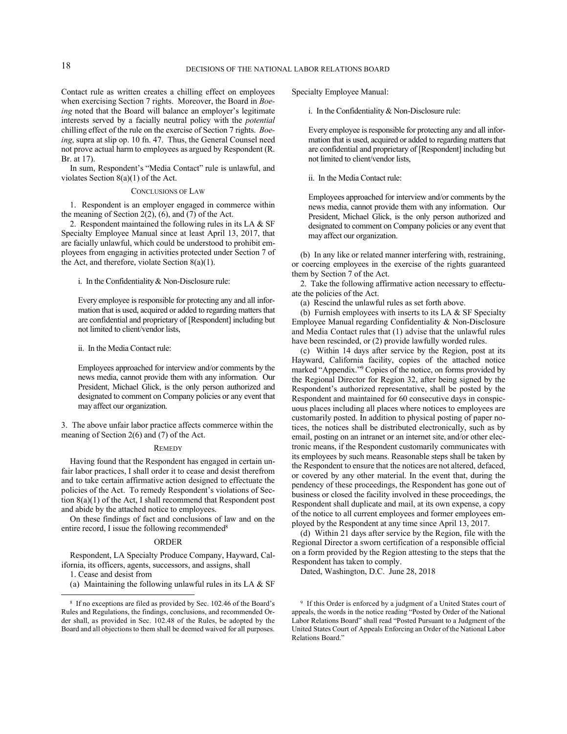Contact rule as written creates a chilling effect on employees when exercising Section 7 rights. Moreover, the Board in *Boeing* noted that the Board will balance an employer's legitimate interests served by a facially neutral policy with the *potential* chilling effect of the rule on the exercise of Section 7 rights. *Boeing*, supra at slip op. 10 fn. 47. Thus, the General Counsel need not prove actual harm to employees as argued by Respondent (R. Br. at 17).

In sum, Respondent's "Media Contact" rule is unlawful, and violates Section 8(a)(1) of the Act.

## CONCLUSIONS OF LAW

1. Respondent is an employer engaged in commerce within the meaning of Section 2(2), (6), and (7) of the Act.

2. Respondent maintained the following rules in its LA & SF Specialty Employee Manual since at least April 13, 2017, that are facially unlawful, which could be understood to prohibit employees from engaging in activities protected under Section 7 of the Act, and therefore, violate Section 8(a)(1).

i. In the Confidentiality & Non-Disclosure rule:

> Every employee is responsible for protecting any and all information that is used, acquired or added to regarding matters that are confidential and proprietary of [Respondent] including but not limited to client/vendor lists,

ii. In the Media Contact rule:

> Employees approached for interview and/or comments by the news media, cannot provide them with any information. Our President, Michael Glick, is the only person authorized and designated to comment on Company policies or any event that may affect our organization.

3. The above unfair labor practice affects commerce within the meaning of Section 2(6) and (7) of the Act.

## REMEDY

Having found that the Respondent has engaged in certain unfair labor practices, I shall order it to cease and desist therefrom and to take certain affirmative action designed to effectuate the policies of the Act. To remedy Respondent's violations of Section 8(a)(1) of the Act, I shall recommend that Respondent post and abide by the attached notice to employees.

On these findings of fact and conclusions of law and on the entire record, I issue the following recommended[8]

## ORDER

Respondent, LA Specialty Produce Company, Hayward, California, its officers, agents, successors, and assigns, shall

1. Cease and desist from

(a) Maintaining the following unlawful rules in its LA & SF Specialty Employee Manual:

i. In the Confidentiality & Non-Disclosure rule:

> Every employee is responsible for protecting any and all information that is used, acquired or added to regarding matters that are confidential and proprietary of [Respondent] including but not limited to client/vendor lists,

ii. In the Media Contact rule:

> Employees approached for interview and/or comments by the news media, cannot provide them with any information. Our President, Michael Glick, is the only person authorized and designated to comment on Company policies or any event that may affect our organization.

(b) In any like or related manner interfering with, restraining, or coercing employees in the exercise of the rights guaranteed them by Section 7 of the Act.

2. Take the following affirmative action necessary to effectuate the policies of the Act.

(a) Rescind the unlawful rules as set forth above.

(b) Furnish employees with inserts to its LA & SF Specialty Employee Manual regarding Confidentiality & Non-Disclosure and Media Contact rules that (1) advise that the unlawful rules have been rescinded, or (2) provide lawfully worded rules.

(c) Within 14 days after service by the Region, post at its Hayward, California facility, copies of the attached notice marked "Appendix."[9] Copies of the notice, on forms provided by the Regional Director for Region 32, after being signed by the Respondent's authorized representative, shall be posted by the Respondent and maintained for 60 consecutive days in conspicuous places including all places where notices to employees are customarily posted. In addition to physical posting of paper notices, the notices shall be distributed electronically, such as by email, posting on an intranet or an internet site, and/or other electronic means, if the Respondent customarily communicates with its employees by such means. Reasonable steps shall be taken by the Respondent to ensure that the notices are not altered, defaced, or covered by any other material. In the event that, during the pendency of these proceedings, the Respondent has gone out of business or closed the facility involved in these proceedings, the Respondent shall duplicate and mail, at its own expense, a copy of the notice to all current employees and former employees employed by the Respondent at any time since April 13, 2017.

(d) Within 21 days after service by the Region, file with the Regional Director a sworn certification of a responsible official on a form provided by the Region attesting to the steps that the Respondent has taken to comply.

Dated, Washington, D.C. June 28, 2018

---

[8] If no exceptions are filed as provided by Sec. 102.46 of the Board's Rules and Regulations, the findings, conclusions, and recommended Order shall, as provided in Sec. 102.48 of the Rules, be adopted by the Board and all objections to them shall be deemed waived for all purposes.

[9] If this Order is enforced by a judgment of a United States court of appeals, the words in the notice reading "Posted by Order of the National Labor Relations Board" shall read "Posted Pursuant to a Judgment of the United States Court of Appeals Enforcing an Order of the National Labor Relations Board."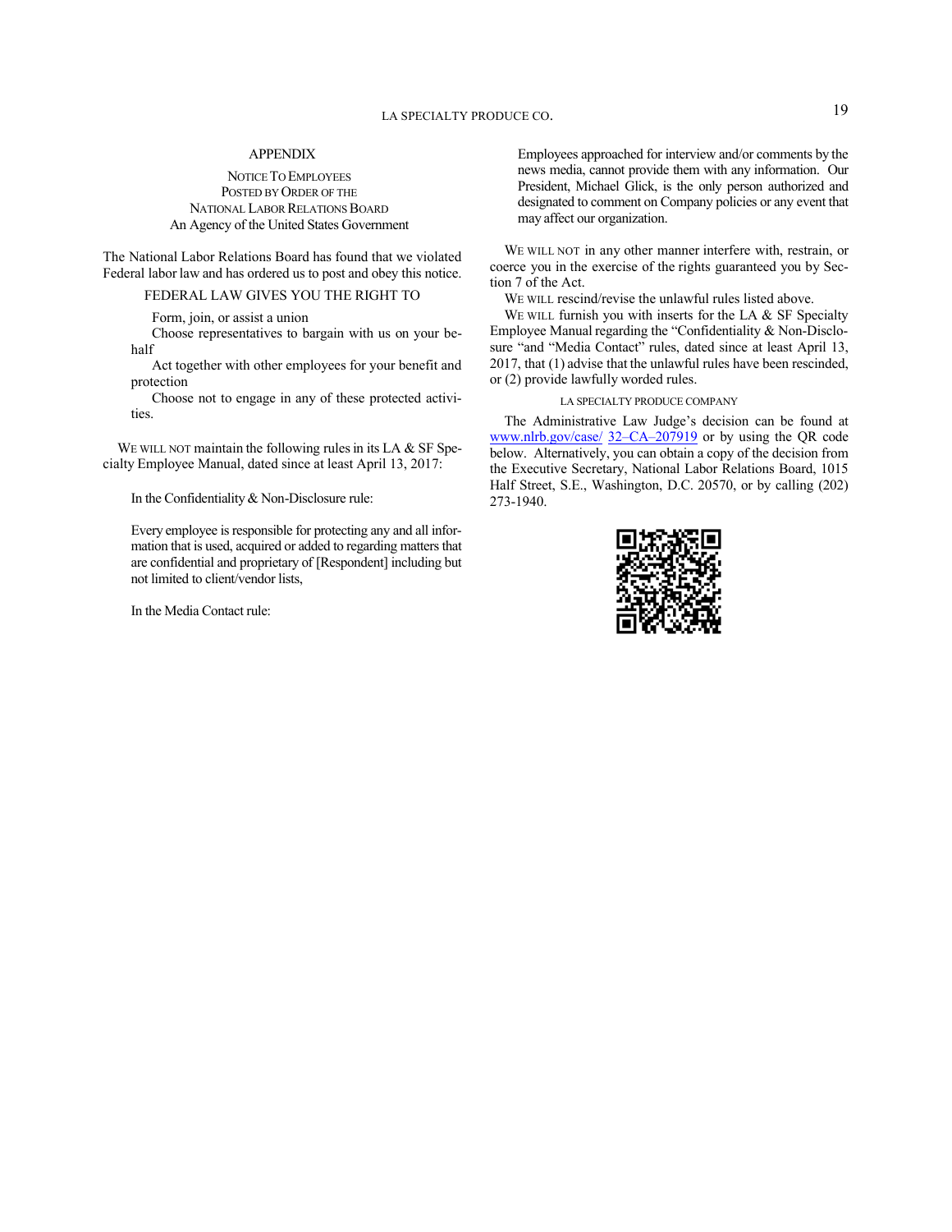## APPENDIX

NOTICE TO EMPLOYEES
POSTED BY ORDER OF THE
NATIONAL LABOR RELATIONS BOARD
An Agency of the United States Government

The National Labor Relations Board has found that we violated Federal labor law and has ordered us to post and obey this notice.

FEDERAL LAW GIVES YOU THE RIGHT TO

Form, join, or assist a union

Choose representatives to bargain with us on your behalf

Act together with other employees for your benefit and protection

Choose not to engage in any of these protected activities.

WE WILL NOT maintain the following rules in its LA & SF Specialty Employee Manual, dated since at least April 13, 2017:

In the Confidentiality & Non-Disclosure rule:

> Every employee is responsible for protecting any and all information that is used, acquired or added to regarding matters that are confidential and proprietary of [Respondent] including but not limited to client/vendor lists,

In the Media Contact rule:

> Employees approached for interview and/or comments by the news media, cannot provide them with any information. Our President, Michael Glick, is the only person authorized and designated to comment on Company policies or any event that may affect our organization.

WE WILL NOT in any other manner interfere with, restrain, or coerce you in the exercise of the rights guaranteed you by Section 7 of the Act.

WE WILL rescind/revise the unlawful rules listed above.

WE WILL furnish you with inserts for the LA & SF Specialty Employee Manual regarding the "Confidentiality & Non-Disclosure "and "Media Contact" rules, dated since at least April 13, 2017, that (1) advise that the unlawful rules have been rescinded, or (2) provide lawfully worded rules.

LA SPECIALTY PRODUCE COMPANY

The Administrative Law Judge's decision can be found at www.nlrb.gov/case/ 32–CA–207919 or by using the QR code below. Alternatively, you can obtain a copy of the decision from the Executive Secretary, National Labor Relations Board, 1015 Half Street, S.E., Washington, D.C. 20570, or by calling (202) 273-1940.